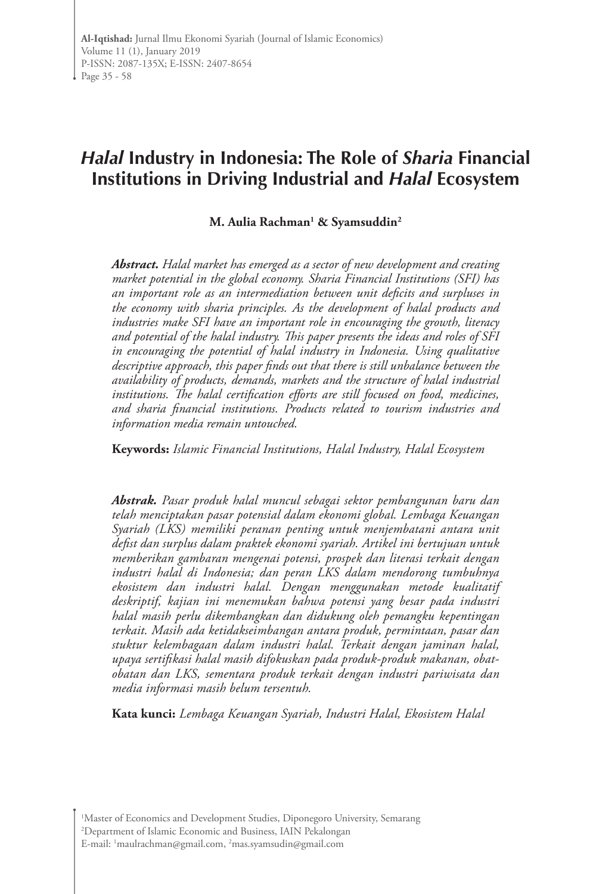# *Halal* Industry in Indonesia: The Role of *Sharia* Financial Institutions in Driving Industrial and *Halal* Ecosystem

**M. Aulia Rachman[1] & Syamsuddin[2]**

***Abstract.*** *Halal market has emerged as a sector of new development and creating market potential in the global economy. Sharia Financial Institutions (SFI) has an important role as an intermediation between unit deficits and surpluses in the economy with sharia principles. As the development of halal products and industries make SFI have an important role in encouraging the growth, literacy and potential of the halal industry. This paper presents the ideas and roles of SFI in encouraging the potential of halal industry in Indonesia. Using qualitative descriptive approach, this paper finds out that there is still unbalance between the availability of products, demands, markets and the structure of halal industrial institutions. The halal certification efforts are still focused on food, medicines, and sharia financial institutions. Products related to tourism industries and information media remain untouched.*

**Keywords:** *Islamic Financial Institutions, Halal Industry, Halal Ecosystem*

***Abstrak.*** *Pasar produk halal muncul sebagai sektor pembangunan baru dan telah menciptakan pasar potensial dalam ekonomi global. Lembaga Keuangan Syariah (LKS) memiliki peranan penting untuk menjembatani antara unit defist dan surplus dalam praktek ekonomi syariah. Artikel ini bertujuan untuk memberikan gambaran mengenai potensi, prospek dan literasi terkait dengan industri halal di Indonesia; dan peran LKS dalam mendorong tumbuhnya ekosistem dan industri halal. Dengan menggunakan metode kualitatif deskriptif, kajian ini menemukan bahwa potensi yang besar pada industri halal masih perlu dikembangkan dan didukung oleh pemangku kepentingan terkait. Masih ada ketidakseimbangan antara produk, permintaan, pasar dan stuktur kelembagaan dalam industri halal. Terkait dengan jaminan halal, upaya sertifikasi halal masih difokuskan pada produk-produk makanan, obat-obatan dan LKS, sementara produk terkait dengan industri pariwisata dan media informasi masih belum tersentuh.*

**Kata kunci:** *Lembaga Keuangan Syariah, Industri Halal, Ekosistem Halal*

[1]Master of Economics and Development Studies, Diponegoro University, Semarang
[2]Department of Islamic Economic and Business, IAIN Pekalongan
E-mail: [1]maulrachman@gmail.com, [2]mas.syamsudin@gmail.com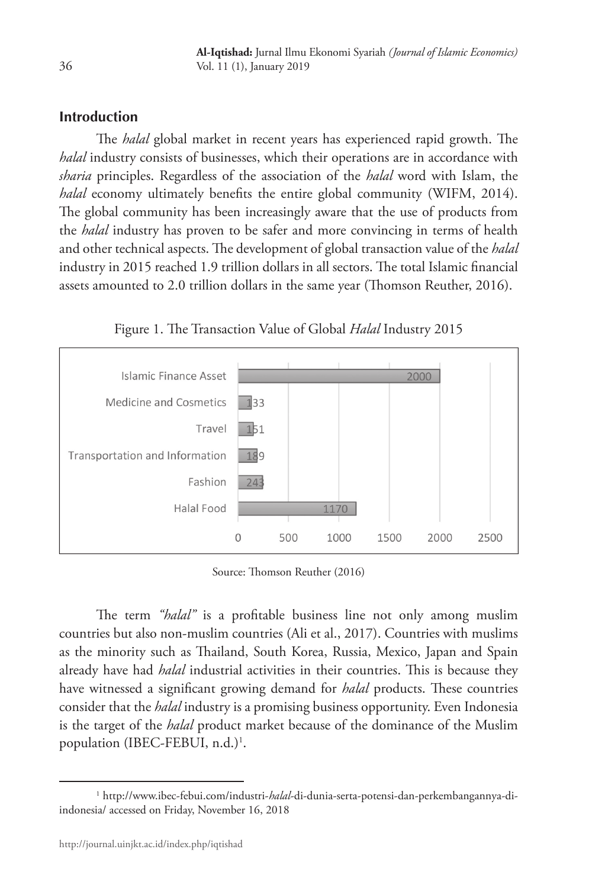## Introduction

The *halal* global market in recent years has experienced rapid growth. The *halal* industry consists of businesses, which their operations are in accordance with *sharia* principles. Regardless of the association of the *halal* word with Islam, the *halal* economy ultimately benefits the entire global community (WIFM, 2014). The global community has been increasingly aware that the use of products from the *halal* industry has proven to be safer and more convincing in terms of health and other technical aspects. The development of global transaction value of the *halal* industry in 2015 reached 1.9 trillion dollars in all sectors. The total Islamic financial assets amounted to 2.0 trillion dollars in the same year (Thomson Reuther, 2016).

Figure 1. The Transaction Value of Global *Halal* Industry 2015

Islamic Finance Asset
2000
Medicine and Cosmetics
133
Travel
151
Transportation and Information
189
Fashion
243
Halal Food
1170
0
500
1000
1500
2000
2500

Source: Thomson Reuther (2016)

The term *"halal"* is a profitable business line not only among muslim countries but also non-muslim countries (Ali et al., 2017). Countries with muslims as the minority such as Thailand, South Korea, Russia, Mexico, Japan and Spain already have had *halal* industrial activities in their countries. This is because they have witnessed a significant growing demand for *halal* products. These countries consider that the *halal* industry is a promising business opportunity. Even Indonesia is the target of the *halal* product market because of the dominance of the Muslim population (IBEC-FEBUI, n.d.)[1].

[1] http://www.ibec-febui.com/industri-*halal*-di-dunia-serta-potensi-dan-perkembangannya-di-indonesia/ accessed on Friday, November 16, 2018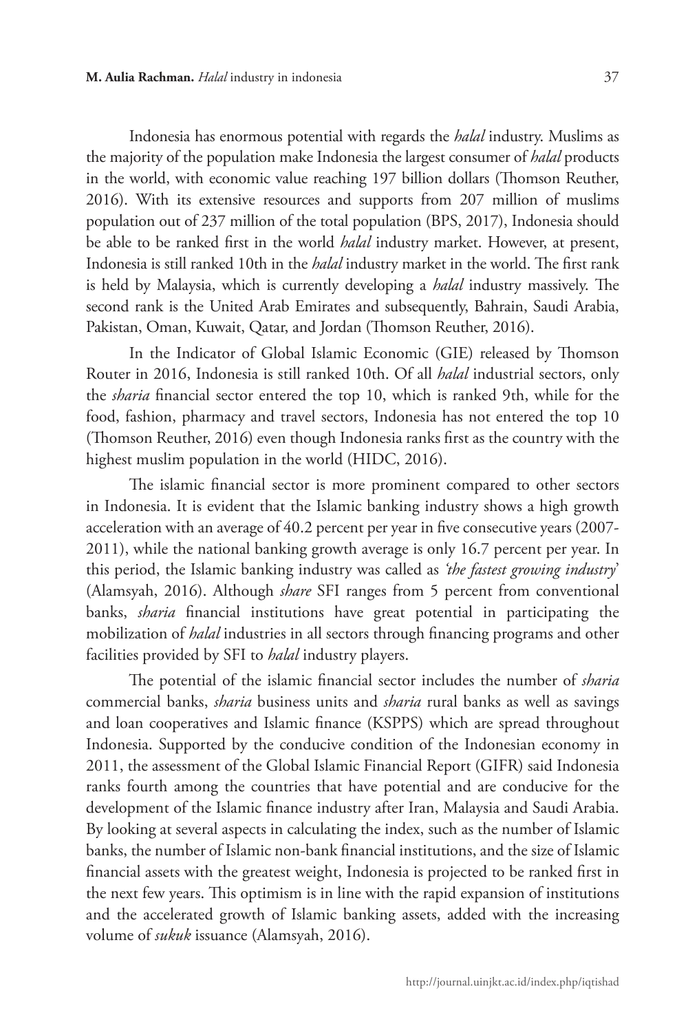Indonesia has enormous potential with regards the *halal* industry. Muslims as the majority of the population make Indonesia the largest consumer of *halal* products in the world, with economic value reaching 197 billion dollars (Thomson Reuther, 2016). With its extensive resources and supports from 207 million of muslims population out of 237 million of the total population (BPS, 2017), Indonesia should be able to be ranked first in the world *halal* industry market. However, at present, Indonesia is still ranked 10th in the *halal* industry market in the world. The first rank is held by Malaysia, which is currently developing a *halal* industry massively. The second rank is the United Arab Emirates and subsequently, Bahrain, Saudi Arabia, Pakistan, Oman, Kuwait, Qatar, and Jordan (Thomson Reuther, 2016).

In the Indicator of Global Islamic Economic (GIE) released by Thomson Router in 2016, Indonesia is still ranked 10th. Of all *halal* industrial sectors, only the *sharia* financial sector entered the top 10, which is ranked 9th, while for the food, fashion, pharmacy and travel sectors, Indonesia has not entered the top 10 (Thomson Reuther, 2016) even though Indonesia ranks first as the country with the highest muslim population in the world (HIDC, 2016).

The islamic financial sector is more prominent compared to other sectors in Indonesia. It is evident that the Islamic banking industry shows a high growth acceleration with an average of 40.2 percent per year in five consecutive years (2007-2011), while the national banking growth average is only 16.7 percent per year. In this period, the Islamic banking industry was called as *'the fastest growing industry'* (Alamsyah, 2016). Although *share* SFI ranges from 5 percent from conventional banks, *sharia* financial institutions have great potential in participating the mobilization of *halal* industries in all sectors through financing programs and other facilities provided by SFI to *halal* industry players.

The potential of the islamic financial sector includes the number of *sharia* commercial banks, *sharia* business units and *sharia* rural banks as well as savings and loan cooperatives and Islamic finance (KSPPS) which are spread throughout Indonesia. Supported by the conducive condition of the Indonesian economy in 2011, the assessment of the Global Islamic Financial Report (GIFR) said Indonesia ranks fourth among the countries that have potential and are conducive for the development of the Islamic finance industry after Iran, Malaysia and Saudi Arabia. By looking at several aspects in calculating the index, such as the number of Islamic banks, the number of Islamic non-bank financial institutions, and the size of Islamic financial assets with the greatest weight, Indonesia is projected to be ranked first in the next few years. This optimism is in line with the rapid expansion of institutions and the accelerated growth of Islamic banking assets, added with the increasing volume of *sukuk* issuance (Alamsyah, 2016).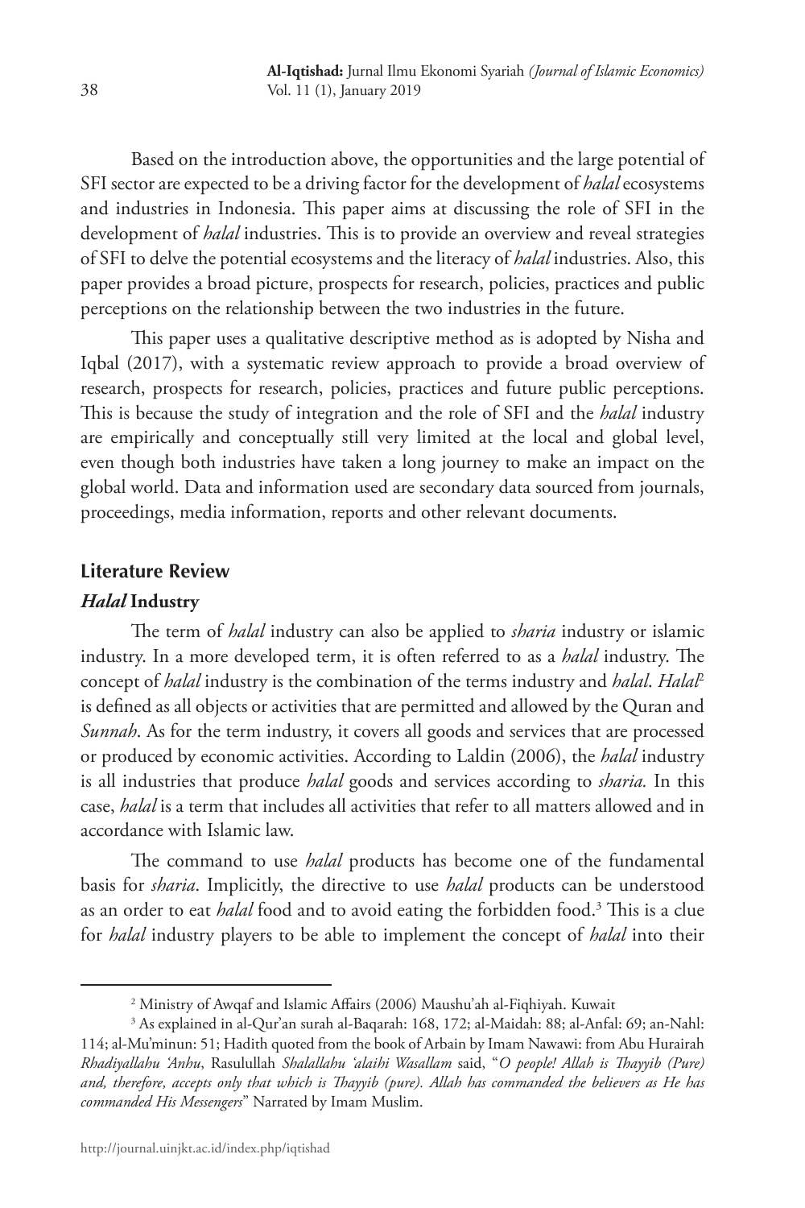Based on the introduction above, the opportunities and the large potential of SFI sector are expected to be a driving factor for the development of *halal* ecosystems and industries in Indonesia. This paper aims at discussing the role of SFI in the development of *halal* industries. This is to provide an overview and reveal strategies of SFI to delve the potential ecosystems and the literacy of *halal* industries. Also, this paper provides a broad picture, prospects for research, policies, practices and public perceptions on the relationship between the two industries in the future.

This paper uses a qualitative descriptive method as is adopted by Nisha and Iqbal (2017), with a systematic review approach to provide a broad overview of research, prospects for research, policies, practices and future public perceptions. This is because the study of integration and the role of SFI and the *halal* industry are empirically and conceptually still very limited at the local and global level, even though both industries have taken a long journey to make an impact on the global world. Data and information used are secondary data sourced from journals, proceedings, media information, reports and other relevant documents.

## Literature Review

### *Halal* Industry

The term of *halal* industry can also be applied to *sharia* industry or islamic industry. In a more developed term, it is often referred to as a *halal* industry. The concept of *halal* industry is the combination of the terms industry and *halal*. *Halal*[2] is defined as all objects or activities that are permitted and allowed by the Quran and *Sunnah*. As for the term industry, it covers all goods and services that are processed or produced by economic activities. According to Laldin (2006), the *halal* industry is all industries that produce *halal* goods and services according to *sharia.* In this case, *halal* is a term that includes all activities that refer to all matters allowed and in accordance with Islamic law.

The command to use *halal* products has become one of the fundamental basis for *sharia*. Implicitly, the directive to use *halal* products can be understood as an order to eat *halal* food and to avoid eating the forbidden food.[3] This is a clue for *halal* industry players to be able to implement the concept of *halal* into their

---

[2] Ministry of Awqaf and Islamic Affairs (2006) Maushu'ah al-Fiqhiyah. Kuwait

[3] As explained in al-Qur'an surah al-Baqarah: 168, 172; al-Maidah: 88; al-Anfal: 69; an-Nahl: 114; al-Mu'minun: 51; Hadith quoted from the book of Arbain by Imam Nawawi: from Abu Hurairah *Rhadiyallahu 'Anhu*, Rasulullah *Shalallahu 'alaihi Wasallam* said, "*O people! Allah is Thayyib (Pure) and, therefore, accepts only that which is Thayyib (pure). Allah has commanded the believers as He has commanded His Messengers*" Narrated by Imam Muslim.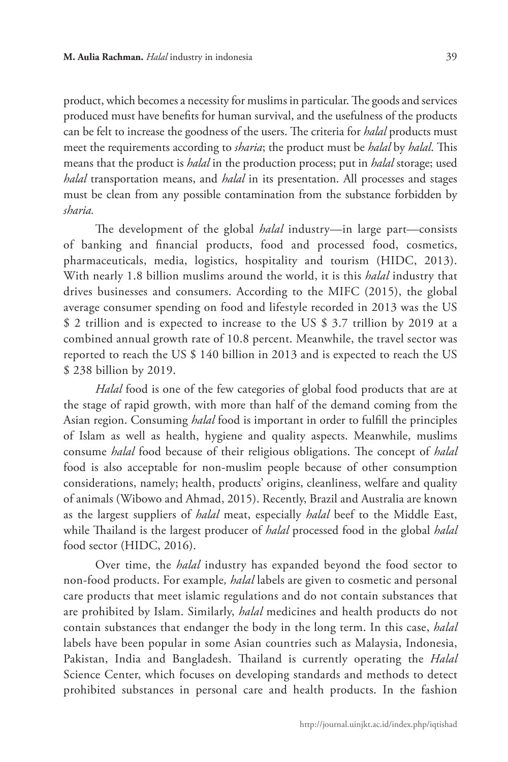product, which becomes a necessity for muslims in particular. The goods and services produced must have benefits for human survival, and the usefulness of the products can be felt to increase the goodness of the users. The criteria for *halal* products must meet the requirements according to *sharia*; the product must be *halal* by *halal*. This means that the product is *halal* in the production process; put in *halal* storage; used *halal* transportation means, and *halal* in its presentation. All processes and stages must be clean from any possible contamination from the substance forbidden by *sharia.*

The development of the global *halal* industry—in large part—consists of banking and financial products, food and processed food, cosmetics, pharmaceuticals, media, logistics, hospitality and tourism (HIDC, 2013). With nearly 1.8 billion muslims around the world, it is this *halal* industry that drives businesses and consumers. According to the MIFC (2015), the global average consumer spending on food and lifestyle recorded in 2013 was the US $ 2 trillion and is expected to increase to the US $ 3.7 trillion by 2019 at a combined annual growth rate of 10.8 percent. Meanwhile, the travel sector was reported to reach the US $ 140 billion in 2013 and is expected to reach the US $ 238 billion by 2019.

*Halal* food is one of the few categories of global food products that are at the stage of rapid growth, with more than half of the demand coming from the Asian region. Consuming *halal* food is important in order to fulfill the principles of Islam as well as health, hygiene and quality aspects. Meanwhile, muslims consume *halal* food because of their religious obligations. The concept of *halal* food is also acceptable for non-muslim people because of other consumption considerations, namely; health, products' origins, cleanliness, welfare and quality of animals (Wibowo and Ahmad, 2015). Recently, Brazil and Australia are known as the largest suppliers of *halal* meat, especially *halal* beef to the Middle East, while Thailand is the largest producer of *halal* processed food in the global *halal* food sector (HIDC, 2016).

Over time, the *halal* industry has expanded beyond the food sector to non-food products. For example*, halal* labels are given to cosmetic and personal care products that meet islamic regulations and do not contain substances that are prohibited by Islam. Similarly, *halal* medicines and health products do not contain substances that endanger the body in the long term. In this case, *halal* labels have been popular in some Asian countries such as Malaysia, Indonesia, Pakistan, India and Bangladesh. Thailand is currently operating the *Halal* Science Center, which focuses on developing standards and methods to detect prohibited substances in personal care and health products. In the fashion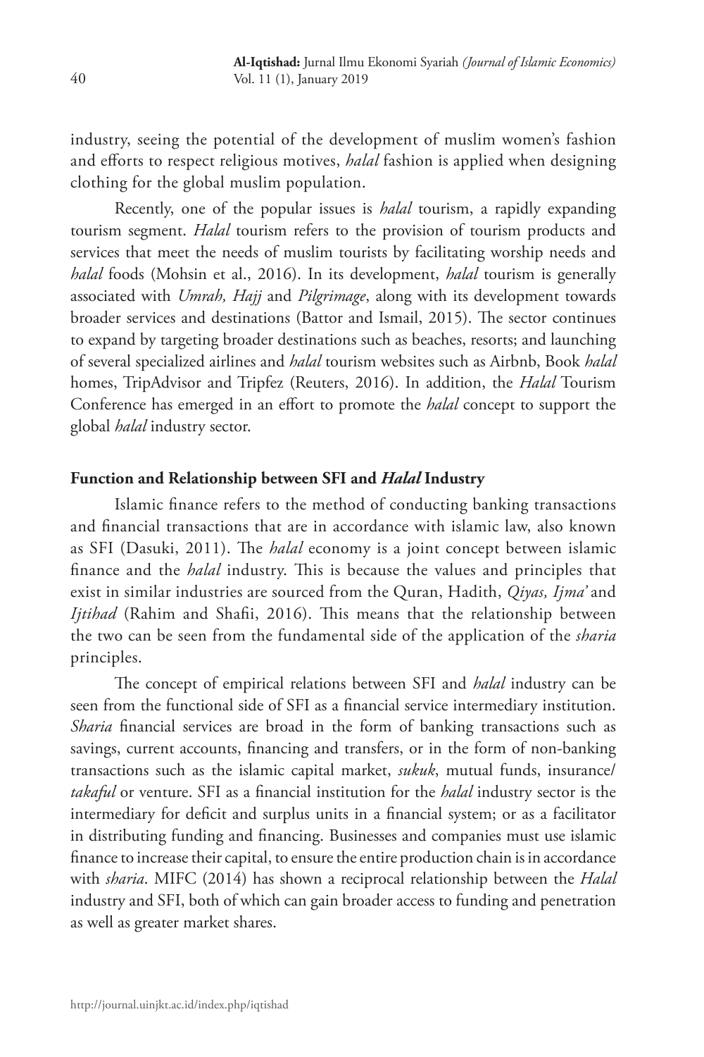industry, seeing the potential of the development of muslim women's fashion and efforts to respect religious motives, *halal* fashion is applied when designing clothing for the global muslim population.

Recently, one of the popular issues is *halal* tourism, a rapidly expanding tourism segment. *Halal* tourism refers to the provision of tourism products and services that meet the needs of muslim tourists by facilitating worship needs and *halal* foods (Mohsin et al., 2016). In its development, *halal* tourism is generally associated with *Umrah, Hajj* and *Pilgrimage*, along with its development towards broader services and destinations (Battor and Ismail, 2015). The sector continues to expand by targeting broader destinations such as beaches, resorts; and launching of several specialized airlines and *halal* tourism websites such as Airbnb, Book *halal* homes, TripAdvisor and Tripfez (Reuters, 2016). In addition, the *Halal* Tourism Conference has emerged in an effort to promote the *halal* concept to support the global *halal* industry sector.

## Function and Relationship between SFI and *Halal* Industry

Islamic finance refers to the method of conducting banking transactions and financial transactions that are in accordance with islamic law, also known as SFI (Dasuki, 2011). The *halal* economy is a joint concept between islamic finance and the *halal* industry. This is because the values and principles that exist in similar industries are sourced from the Quran, Hadith, *Qiyas, Ijma'* and *Ijtihad* (Rahim and Shafii, 2016). This means that the relationship between the two can be seen from the fundamental side of the application of the *sharia* principles.

The concept of empirical relations between SFI and *halal* industry can be seen from the functional side of SFI as a financial service intermediary institution. *Sharia* financial services are broad in the form of banking transactions such as savings, current accounts, financing and transfers, or in the form of non-banking transactions such as the islamic capital market, *sukuk*, mutual funds, insurance/ *takaful* or venture. SFI as a financial institution for the *halal* industry sector is the intermediary for deficit and surplus units in a financial system; or as a facilitator in distributing funding and financing. Businesses and companies must use islamic finance to increase their capital, to ensure the entire production chain is in accordance with *sharia*. MIFC (2014) has shown a reciprocal relationship between the *Halal* industry and SFI, both of which can gain broader access to funding and penetration as well as greater market shares.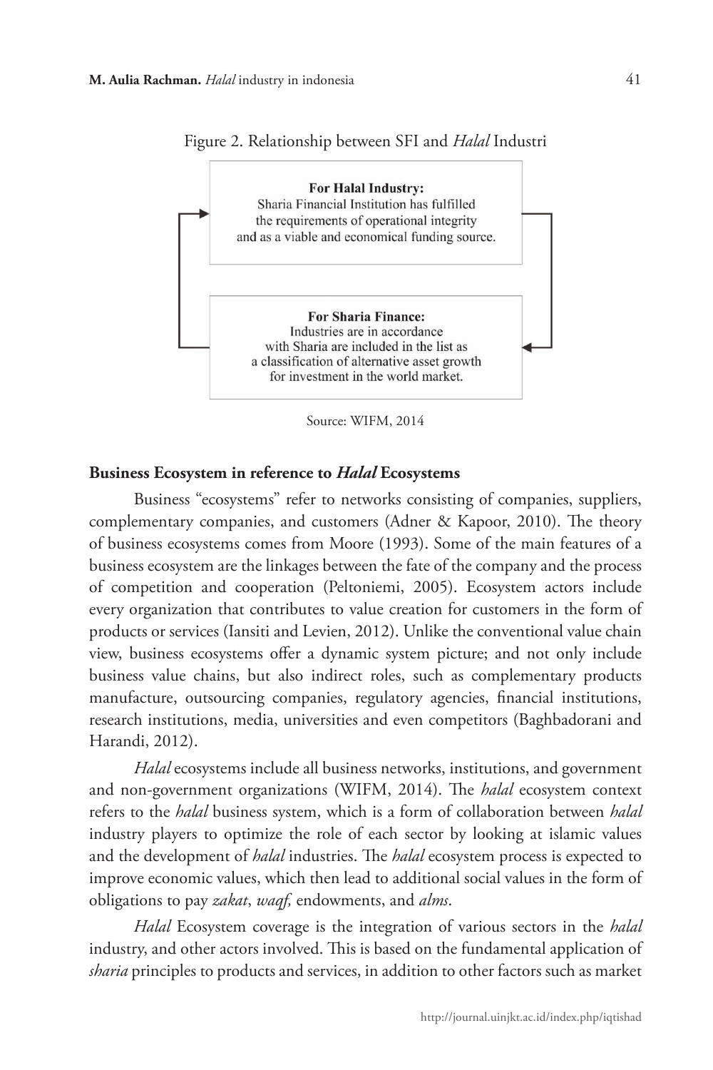Figure 2. Relationship between SFI and *Halal* Industri

**For Halal Industry:**
Sharia Financial Institution has fulfilled
the requirements of operational integrity
and as a viable and economical funding source.

**For Sharia Finance:**
Industries are in accordance
with Sharia are included in the list as
a classification of alternative asset growth
for investment in the world market.

Source: WIFM, 2014

## Business Ecosystem in reference to *Halal* Ecosystems

Business "ecosystems" refer to networks consisting of companies, suppliers, complementary companies, and customers (Adner & Kapoor, 2010). The theory of business ecosystems comes from Moore (1993). Some of the main features of a business ecosystem are the linkages between the fate of the company and the process of competition and cooperation (Peltoniemi, 2005). Ecosystem actors include every organization that contributes to value creation for customers in the form of products or services (Iansiti and Levien, 2012). Unlike the conventional value chain view, business ecosystems offer a dynamic system picture; and not only include business value chains, but also indirect roles, such as complementary products manufacture, outsourcing companies, regulatory agencies, financial institutions, research institutions, media, universities and even competitors (Baghbadorani and Harandi, 2012).

*Halal* ecosystems include all business networks, institutions, and government and non-government organizations (WIFM, 2014). The *halal* ecosystem context refers to the *halal* business system, which is a form of collaboration between *halal* industry players to optimize the role of each sector by looking at islamic values and the development of *halal* industries. The *halal* ecosystem process is expected to improve economic values, which then lead to additional social values in the form of obligations to pay *zakat*, *waqf,* endowments, and *alms*.

*Halal* Ecosystem coverage is the integration of various sectors in the *halal* industry, and other actors involved. This is based on the fundamental application of *sharia* principles to products and services, in addition to other factors such as market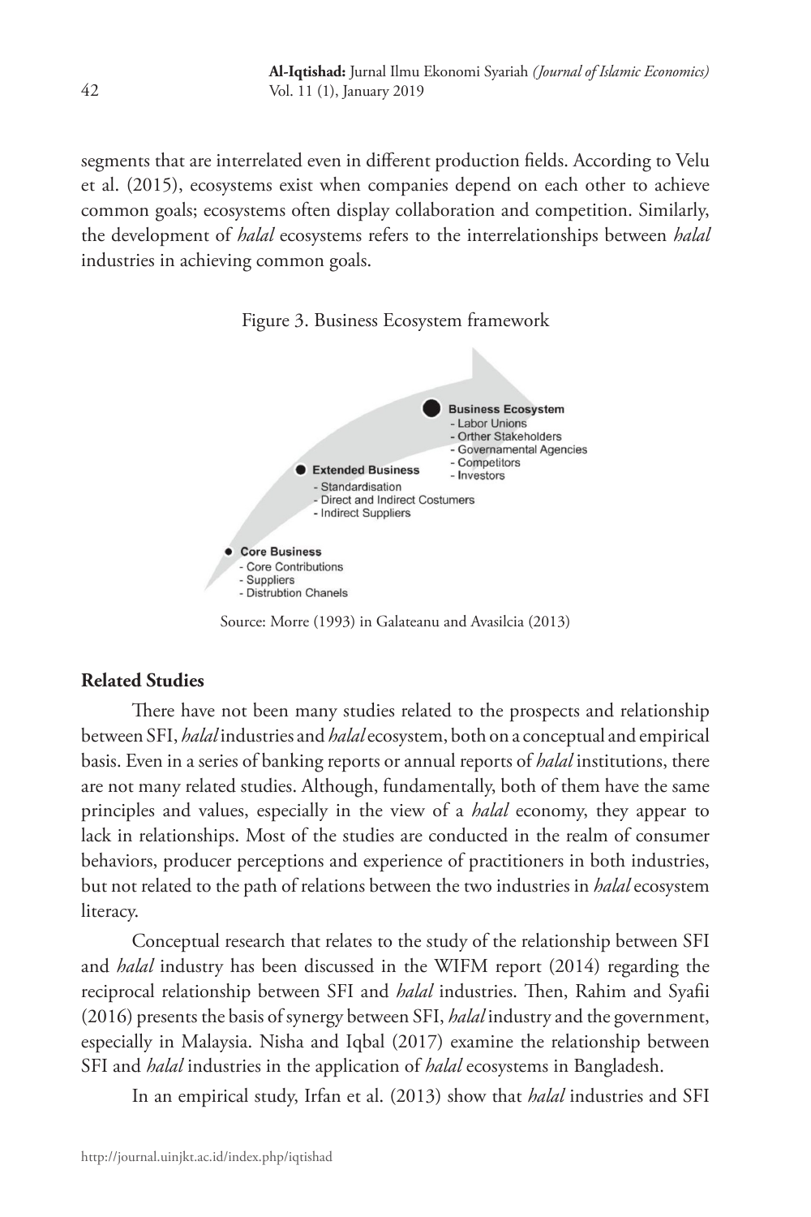segments that are interrelated even in different production fields. According to Velu et al. (2015), ecosystems exist when companies depend on each other to achieve common goals; ecosystems often display collaboration and competition. Similarly, the development of *halal* ecosystems refers to the interrelationships between *halal* industries in achieving common goals.

Figure 3. Business Ecosystem framework

**Business Ecosystem**
- Labor Unions
- Orther Stakeholders
- Governamental Agencies
- Competitors
- Investors

**Extended Business**
- Standardisation
- Direct and Indirect Costumers
- Indirect Suppliers

**Core Business**
- Core Contributions
- Suppliers
- Distrubtion Chanels

Source: Morre (1993) in Galateanu and Avasilcia (2013)

### Related Studies

There have not been many studies related to the prospects and relationship between SFI, *halal* industries and *halal* ecosystem, both on a conceptual and empirical basis. Even in a series of banking reports or annual reports of *halal* institutions, there are not many related studies. Although, fundamentally, both of them have the same principles and values, especially in the view of a *halal* economy, they appear to lack in relationships. Most of the studies are conducted in the realm of consumer behaviors, producer perceptions and experience of practitioners in both industries, but not related to the path of relations between the two industries in *halal* ecosystem literacy.

Conceptual research that relates to the study of the relationship between SFI and *halal* industry has been discussed in the WIFM report (2014) regarding the reciprocal relationship between SFI and *halal* industries. Then, Rahim and Syafii (2016) presents the basis of synergy between SFI, *halal* industry and the government, especially in Malaysia. Nisha and Iqbal (2017) examine the relationship between SFI and *halal* industries in the application of *halal* ecosystems in Bangladesh.

In an empirical study, Irfan et al. (2013) show that *halal* industries and SFI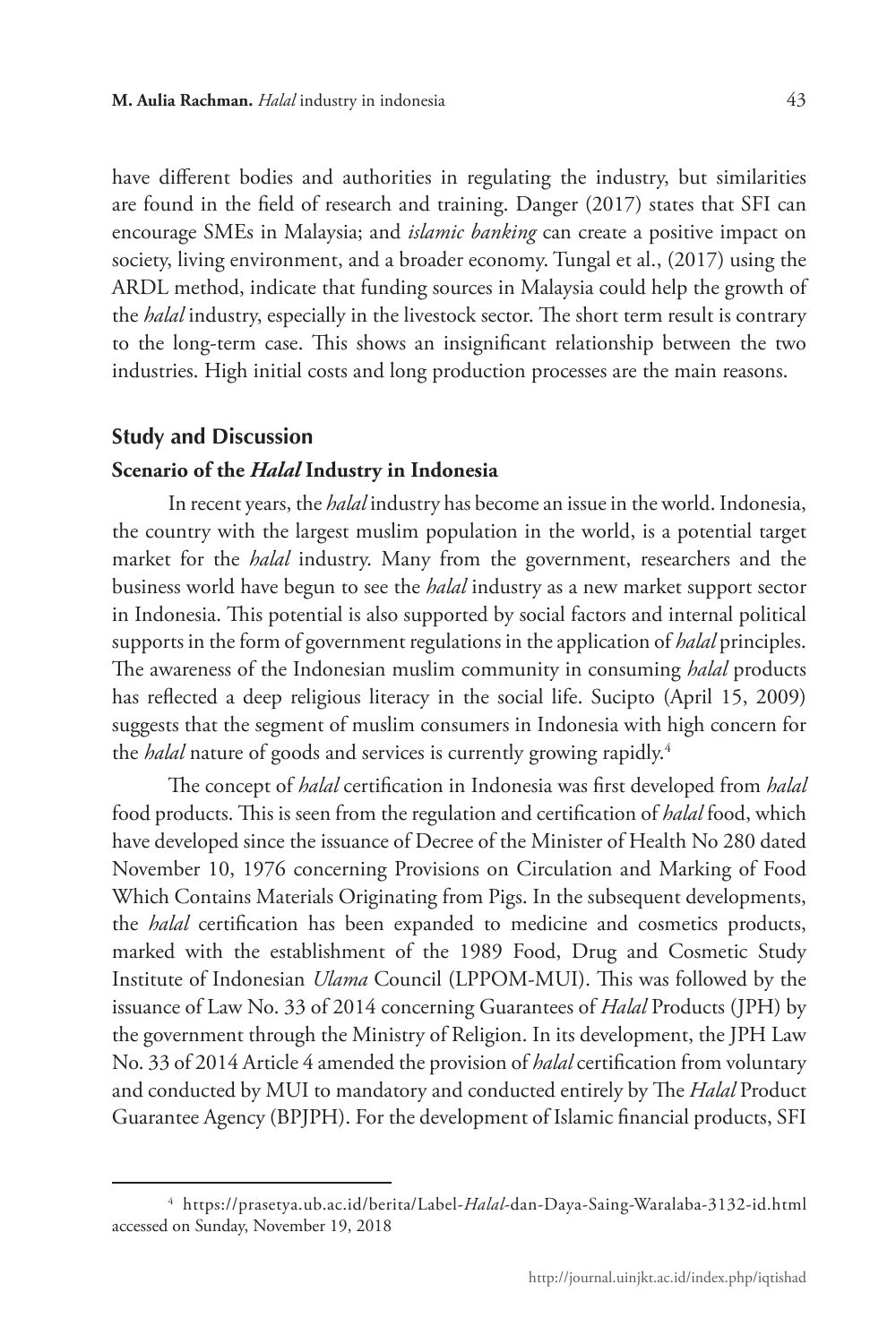have different bodies and authorities in regulating the industry, but similarities are found in the field of research and training. Danger (2017) states that SFI can encourage SMEs in Malaysia; and *islamic banking* can create a positive impact on society, living environment, and a broader economy. Tungal et al., (2017) using the ARDL method, indicate that funding sources in Malaysia could help the growth of the *halal* industry, especially in the livestock sector. The short term result is contrary to the long-term case. This shows an insignificant relationship between the two industries. High initial costs and long production processes are the main reasons.

## Study and Discussion

### Scenario of the *Halal* Industry in Indonesia

In recent years, the *halal* industry has become an issue in the world. Indonesia, the country with the largest muslim population in the world, is a potential target market for the *halal* industry. Many from the government, researchers and the business world have begun to see the *halal* industry as a new market support sector in Indonesia. This potential is also supported by social factors and internal political supports in the form of government regulations in the application of *halal* principles. The awareness of the Indonesian muslim community in consuming *halal* products has reflected a deep religious literacy in the social life. Sucipto (April 15, 2009) suggests that the segment of muslim consumers in Indonesia with high concern for the *halal* nature of goods and services is currently growing rapidly.[4]

The concept of *halal* certification in Indonesia was first developed from *halal* food products. This is seen from the regulation and certification of *halal* food, which have developed since the issuance of Decree of the Minister of Health No 280 dated November 10, 1976 concerning Provisions on Circulation and Marking of Food Which Contains Materials Originating from Pigs. In the subsequent developments, the *halal* certification has been expanded to medicine and cosmetics products, marked with the establishment of the 1989 Food, Drug and Cosmetic Study Institute of Indonesian *Ulama* Council (LPPOM-MUI). This was followed by the issuance of Law No. 33 of 2014 concerning Guarantees of *Halal* Products (JPH) by the government through the Ministry of Religion. In its development, the JPH Law No. 33 of 2014 Article 4 amended the provision of *halal* certification from voluntary and conducted by MUI to mandatory and conducted entirely by The *Halal* Product Guarantee Agency (BPJPH). For the development of Islamic financial products, SFI

[4] https://prasetya.ub.ac.id/berita/Label-*Halal*-dan-Daya-Saing-Waralaba-3132-id.html accessed on Sunday, November 19, 2018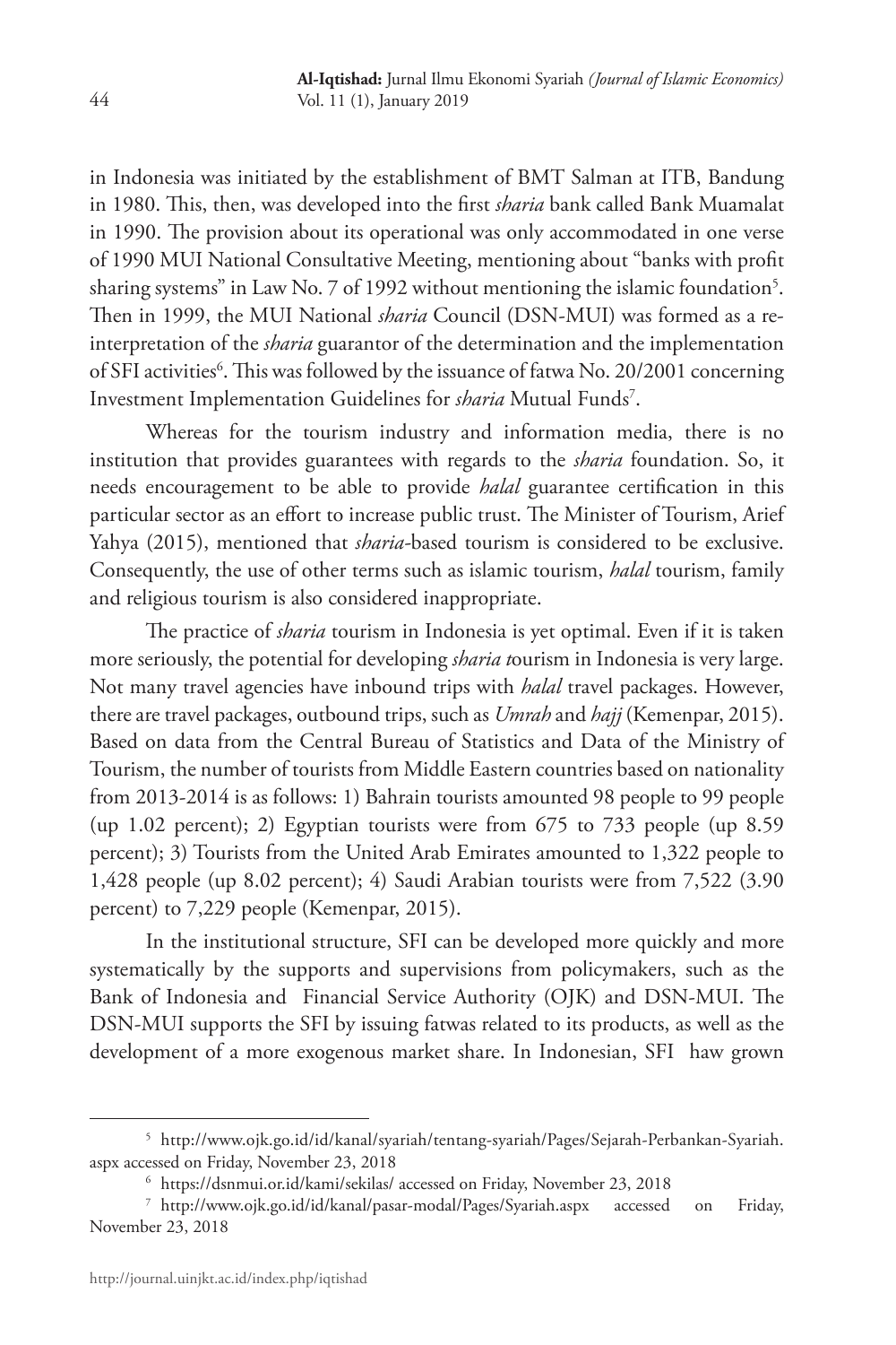in Indonesia was initiated by the establishment of BMT Salman at ITB, Bandung in 1980. This, then, was developed into the first *sharia* bank called Bank Muamalat in 1990. The provision about its operational was only accommodated in one verse of 1990 MUI National Consultative Meeting, mentioning about "banks with profit sharing systems" in Law No. 7 of 1992 without mentioning the islamic foundation[5]. Then in 1999, the MUI National *sharia* Council (DSN-MUI) was formed as a re-interpretation of the *sharia* guarantor of the determination and the implementation of SFI activities[6]. This was followed by the issuance of fatwa No. 20/2001 concerning Investment Implementation Guidelines for *sharia* Mutual Funds[7].

Whereas for the tourism industry and information media, there is no institution that provides guarantees with regards to the *sharia* foundation. So, it needs encouragement to be able to provide *halal* guarantee certification in this particular sector as an effort to increase public trust. The Minister of Tourism, Arief Yahya (2015), mentioned that *sharia*-based tourism is considered to be exclusive. Consequently, the use of other terms such as islamic tourism, *halal* tourism, family and religious tourism is also considered inappropriate.

The practice of *sharia* tourism in Indonesia is yet optimal. Even if it is taken more seriously, the potential for developing *sharia t*ourism in Indonesia is very large. Not many travel agencies have inbound trips with *halal* travel packages. However, there are travel packages, outbound trips, such as *Umrah* and *hajj* (Kemenpar, 2015). Based on data from the Central Bureau of Statistics and Data of the Ministry of Tourism, the number of tourists from Middle Eastern countries based on nationality from 2013-2014 is as follows: 1) Bahrain tourists amounted 98 people to 99 people (up 1.02 percent); 2) Egyptian tourists were from 675 to 733 people (up 8.59 percent); 3) Tourists from the United Arab Emirates amounted to 1,322 people to 1,428 people (up 8.02 percent); 4) Saudi Arabian tourists were from 7,522 (3.90 percent) to 7,229 people (Kemenpar, 2015).

In the institutional structure, SFI can be developed more quickly and more systematically by the supports and supervisions from policymakers, such as the Bank of Indonesia and Financial Service Authority (OJK) and DSN-MUI. The DSN-MUI supports the SFI by issuing fatwas related to its products, as well as the development of a more exogenous market share. In Indonesian, SFI haw grown

---

[5] http://www.ojk.go.id/id/kanal/syariah/tentang-syariah/Pages/Sejarah-Perbankan-Syariah.aspx accessed on Friday, November 23, 2018

[6] https://dsnmui.or.id/kami/sekilas/ accessed on Friday, November 23, 2018

[7] http://www.ojk.go.id/id/kanal/pasar-modal/Pages/Syariah.aspx accessed on Friday, November 23, 2018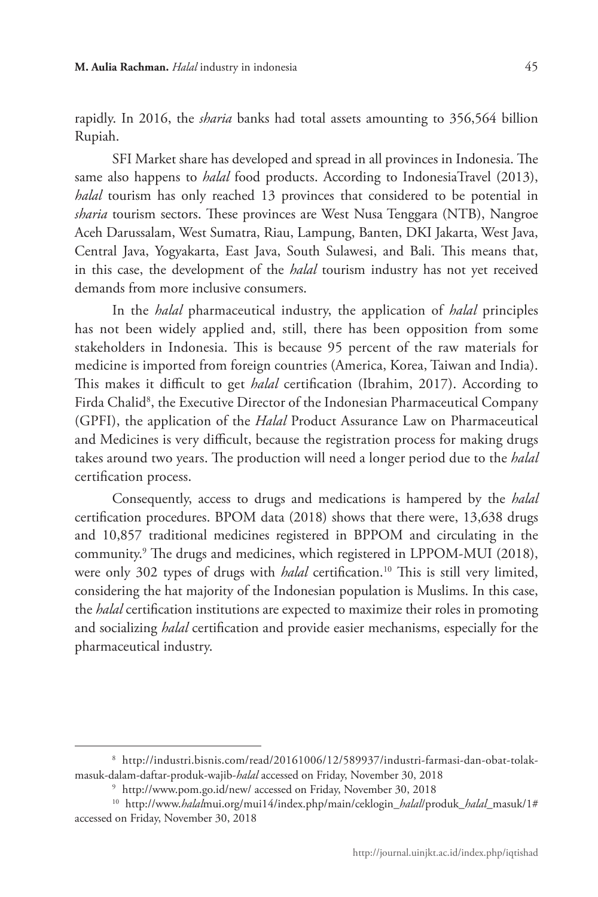rapidly. In 2016, the *sharia* banks had total assets amounting to 356,564 billion Rupiah.

SFI Market share has developed and spread in all provinces in Indonesia. The same also happens to *halal* food products. According to IndonesiaTravel (2013), *halal* tourism has only reached 13 provinces that considered to be potential in *sharia* tourism sectors. These provinces are West Nusa Tenggara (NTB), Nangroe Aceh Darussalam, West Sumatra, Riau, Lampung, Banten, DKI Jakarta, West Java, Central Java, Yogyakarta, East Java, South Sulawesi, and Bali. This means that, in this case, the development of the *halal* tourism industry has not yet received demands from more inclusive consumers.

In the *halal* pharmaceutical industry, the application of *halal* principles has not been widely applied and, still, there has been opposition from some stakeholders in Indonesia. This is because 95 percent of the raw materials for medicine is imported from foreign countries (America, Korea, Taiwan and India). This makes it difficult to get *halal* certification (Ibrahim, 2017). According to Firda Chalid[8], the Executive Director of the Indonesian Pharmaceutical Company (GPFI), the application of the *Halal* Product Assurance Law on Pharmaceutical and Medicines is very difficult, because the registration process for making drugs takes around two years. The production will need a longer period due to the *halal* certification process.

Consequently, access to drugs and medications is hampered by the *halal* certification procedures. BPOM data (2018) shows that there were, 13,638 drugs and 10,857 traditional medicines registered in BPPOM and circulating in the community.[9] The drugs and medicines, which registered in LPPOM-MUI (2018), were only 302 types of drugs with *halal* certification.[10] This is still very limited, considering the hat majority of the Indonesian population is Muslims. In this case, the *halal* certification institutions are expected to maximize their roles in promoting and socializing *halal* certification and provide easier mechanisms, especially for the pharmaceutical industry.

---

[8] http://industri.bisnis.com/read/20161006/12/589937/industri-farmasi-dan-obat-tolak-masuk-dalam-daftar-produk-wajib-*halal* accessed on Friday, November 30, 2018

[9] http://www.pom.go.id/new/ accessed on Friday, November 30, 2018

[10] http://www.*halal*mui.org/mui14/index.php/main/ceklogin_*halal*/produk_*halal*_masuk/1# accessed on Friday, November 30, 2018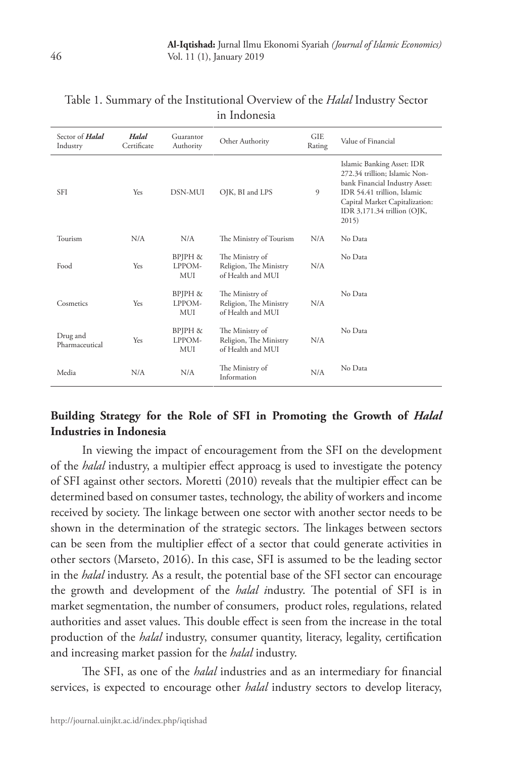Table 1. Summary of the Institutional Overview of the *Halal* Industry Sector in Indonesia

| Sector of ***Halal*** Industry | ***Halal*** Certificate | Guarantor Authority | Other Authority | GIE Rating | Value of Financial |
|---|---|---|---|---|---|
| SFI | Yes | DSN-MUI | OJK, BI and LPS | 9 | Islamic Banking Asset: IDR 272.34 trillion; Islamic Non-bank Financial Industry Asset: IDR 54.41 trillion, Islamic Capital Market Capitalization: IDR 3,171.34 trillion (OJK, 2015) |
| Tourism | N/A | N/A | The Ministry of Tourism | N/A | No Data |
| Food | Yes | BPJPH & LPPOM-MUI | The Ministry of Religion, The Ministry of Health and MUI | N/A | No Data |
| Cosmetics | Yes | BPJPH & LPPOM-MUI | The Ministry of Religion, The Ministry of Health and MUI | N/A | No Data |
| Drug and Pharmaceutical | Yes | BPJPH & LPPOM-MUI | The Ministry of Religion, The Ministry of Health and MUI | N/A | No Data |
| Media | N/A | N/A | The Ministry of Information | N/A | No Data |

## Building Strategy for the Role of SFI in Promoting the Growth of *Halal* Industries in Indonesia

In viewing the impact of encouragement from the SFI on the development of the *halal* industry, a multipier effect approacg is used to investigate the potency of SFI against other sectors. Moretti (2010) reveals that the multipier effect can be determined based on consumer tastes, technology, the ability of workers and income received by society. The linkage between one sector with another sector needs to be shown in the determination of the strategic sectors. The linkages between sectors can be seen from the multiplier effect of a sector that could generate activities in other sectors (Marseto, 2016). In this case, SFI is assumed to be the leading sector in the *halal* industry. As a result, the potential base of the SFI sector can encourage the growth and development of the *halal i*ndustry. The potential of SFI is in market segmentation, the number of consumers, product roles, regulations, related authorities and asset values. This double effect is seen from the increase in the total production of the *halal* industry, consumer quantity, literacy, legality, certification and increasing market passion for the *halal* industry.

The SFI, as one of the *halal* industries and as an intermediary for financial services, is expected to encourage other *halal* industry sectors to develop literacy,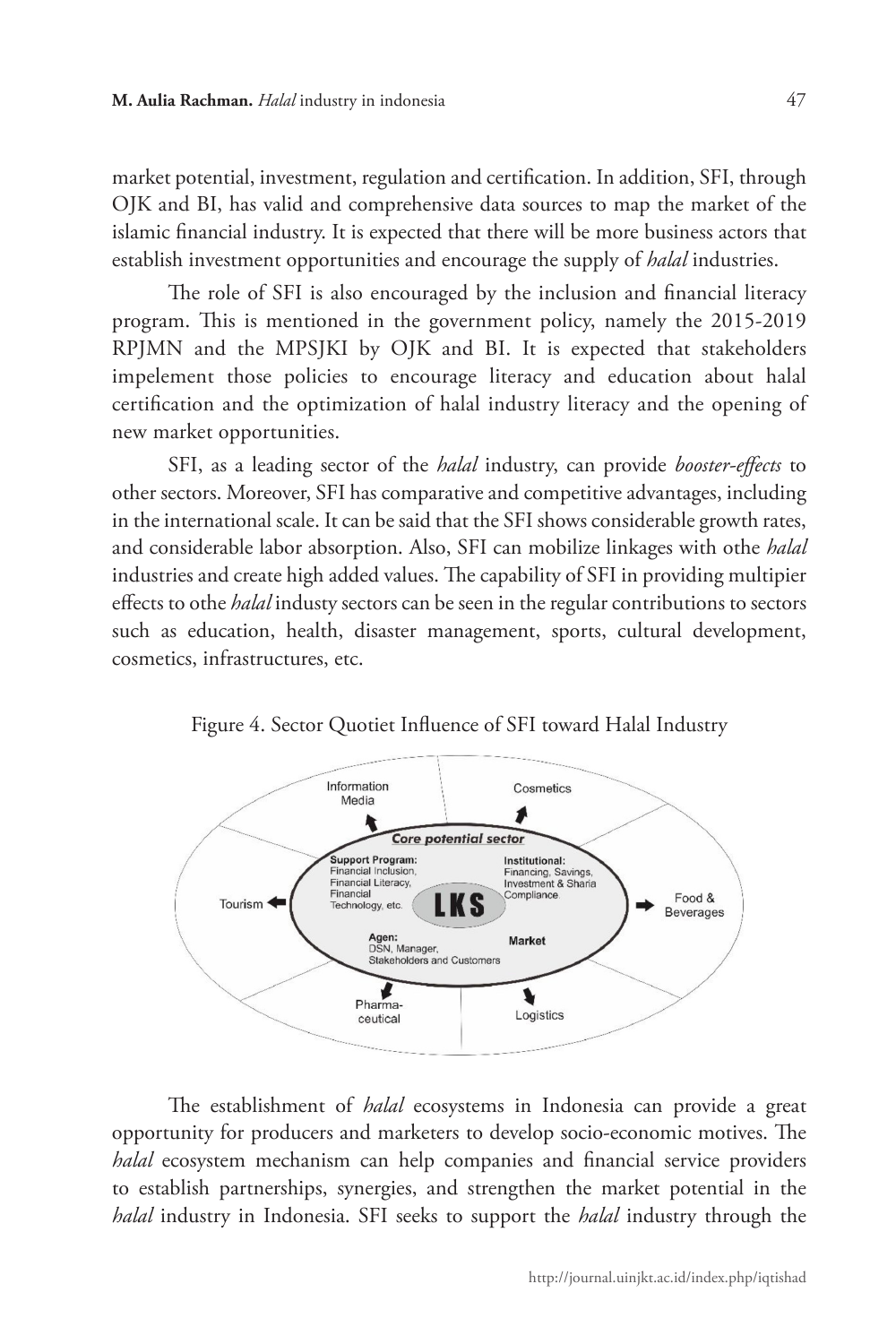market potential, investment, regulation and certification. In addition, SFI, through OJK and BI, has valid and comprehensive data sources to map the market of the islamic financial industry. It is expected that there will be more business actors that establish investment opportunities and encourage the supply of *halal* industries.

The role of SFI is also encouraged by the inclusion and financial literacy program. This is mentioned in the government policy, namely the 2015-2019 RPJMN and the MPSJKI by OJK and BI. It is expected that stakeholders impelement those policies to encourage literacy and education about halal certification and the optimization of halal industry literacy and the opening of new market opportunities.

SFI, as a leading sector of the *halal* industry, can provide *booster-effects* to other sectors. Moreover, SFI has comparative and competitive advantages, including in the international scale. It can be said that the SFI shows considerable growth rates, and considerable labor absorption. Also, SFI can mobilize linkages with othe *halal* industries and create high added values. The capability of SFI in providing multipier effects to othe *halal* industy sectors can be seen in the regular contributions to sectors such as education, health, disaster management, sports, cultural development, cosmetics, infrastructures, etc.

Figure 4. Sector Quotiet Influence of SFI toward Halal Industry

Information Media
Cosmetics
Core potential sector
Support Program: Financial Inclusion, Financial Literacy, Financial Technology, etc.
Institutional: Financing, Savings, Investment & Sharia Compliance
LKS
Tourism
Food & Beverages
Agen: DSN, Manager, Stakeholders and Customers
Market
Pharma-ceutical
Logistics

The establishment of *halal* ecosystems in Indonesia can provide a great opportunity for producers and marketers to develop socio-economic motives. The *halal* ecosystem mechanism can help companies and financial service providers to establish partnerships, synergies, and strengthen the market potential in the *halal* industry in Indonesia. SFI seeks to support the *halal* industry through the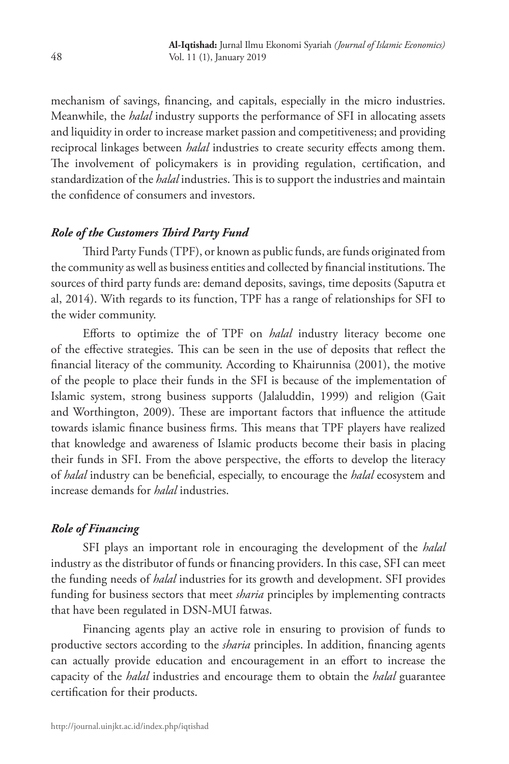mechanism of savings, financing, and capitals, especially in the micro industries. Meanwhile, the *halal* industry supports the performance of SFI in allocating assets and liquidity in order to increase market passion and competitiveness; and providing reciprocal linkages between *halal* industries to create security effects among them. The involvement of policymakers is in providing regulation, certification, and standardization of the *halal* industries. This is to support the industries and maintain the confidence of consumers and investors.

### *Role of the Customers Third Party Fund*

Third Party Funds (TPF), or known as public funds, are funds originated from the community as well as business entities and collected by financial institutions. The sources of third party funds are: demand deposits, savings, time deposits (Saputra et al, 2014). With regards to its function, TPF has a range of relationships for SFI to the wider community.

Efforts to optimize the of TPF on *halal* industry literacy become one of the effective strategies. This can be seen in the use of deposits that reflect the financial literacy of the community. According to Khairunnisa (2001), the motive of the people to place their funds in the SFI is because of the implementation of Islamic system, strong business supports (Jalaluddin, 1999) and religion (Gait and Worthington, 2009). These are important factors that influence the attitude towards islamic finance business firms. This means that TPF players have realized that knowledge and awareness of Islamic products become their basis in placing their funds in SFI. From the above perspective, the efforts to develop the literacy of *halal* industry can be beneficial, especially, to encourage the *halal* ecosystem and increase demands for *halal* industries.

### *Role of Financing*

SFI plays an important role in encouraging the development of the *halal* industry as the distributor of funds or financing providers. In this case, SFI can meet the funding needs of *halal* industries for its growth and development. SFI provides funding for business sectors that meet *sharia* principles by implementing contracts that have been regulated in DSN-MUI fatwas.

Financing agents play an active role in ensuring to provision of funds to productive sectors according to the *sharia* principles. In addition, financing agents can actually provide education and encouragement in an effort to increase the capacity of the *halal* industries and encourage them to obtain the *halal* guarantee certification for their products.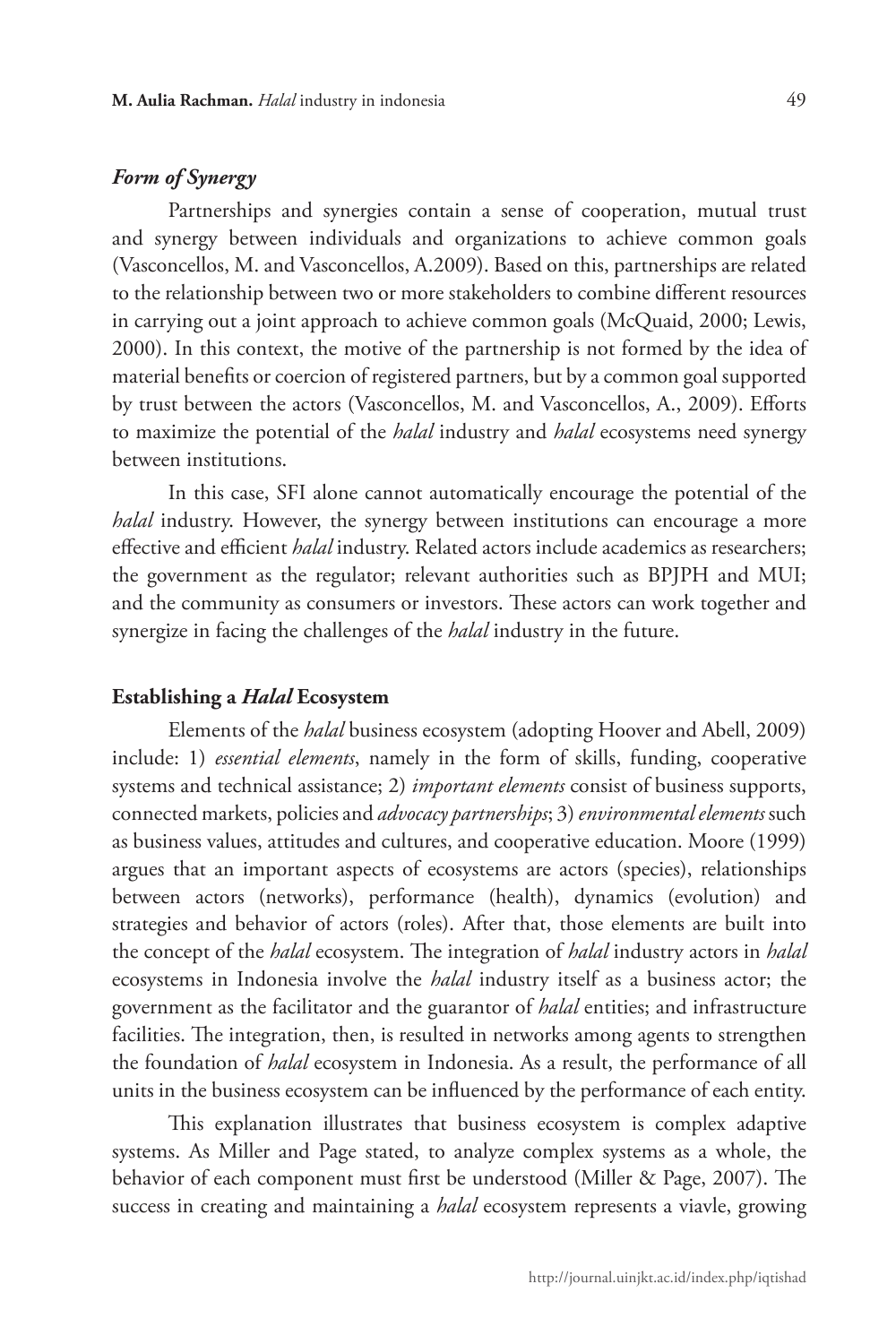### *Form of Synergy*

Partnerships and synergies contain a sense of cooperation, mutual trust and synergy between individuals and organizations to achieve common goals (Vasconcellos, M. and Vasconcellos, A.2009). Based on this, partnerships are related to the relationship between two or more stakeholders to combine different resources in carrying out a joint approach to achieve common goals (McQuaid, 2000; Lewis, 2000). In this context, the motive of the partnership is not formed by the idea of material benefits or coercion of registered partners, but by a common goal supported by trust between the actors (Vasconcellos, M. and Vasconcellos, A., 2009). Efforts to maximize the potential of the *halal* industry and *halal* ecosystems need synergy between institutions.

In this case, SFI alone cannot automatically encourage the potential of the *halal* industry. However, the synergy between institutions can encourage a more effective and efficient *halal* industry. Related actors include academics as researchers; the government as the regulator; relevant authorities such as BPJPH and MUI; and the community as consumers or investors. These actors can work together and synergize in facing the challenges of the *halal* industry in the future.

### Establishing a *Halal* Ecosystem

Elements of the *halal* business ecosystem (adopting Hoover and Abell, 2009) include: 1) *essential elements*, namely in the form of skills, funding, cooperative systems and technical assistance; 2) *important elements* consist of business supports, connected markets, policies and *advocacy partnerships*; 3) *environmental elements* such as business values, attitudes and cultures, and cooperative education. Moore (1999) argues that an important aspects of ecosystems are actors (species), relationships between actors (networks), performance (health), dynamics (evolution) and strategies and behavior of actors (roles). After that, those elements are built into the concept of the *halal* ecosystem. The integration of *halal* industry actors in *halal* ecosystems in Indonesia involve the *halal* industry itself as a business actor; the government as the facilitator and the guarantor of *halal* entities; and infrastructure facilities. The integration, then, is resulted in networks among agents to strengthen the foundation of *halal* ecosystem in Indonesia. As a result, the performance of all units in the business ecosystem can be influenced by the performance of each entity.

This explanation illustrates that business ecosystem is complex adaptive systems. As Miller and Page stated, to analyze complex systems as a whole, the behavior of each component must first be understood (Miller & Page, 2007). The success in creating and maintaining a *halal* ecosystem represents a viavle, growing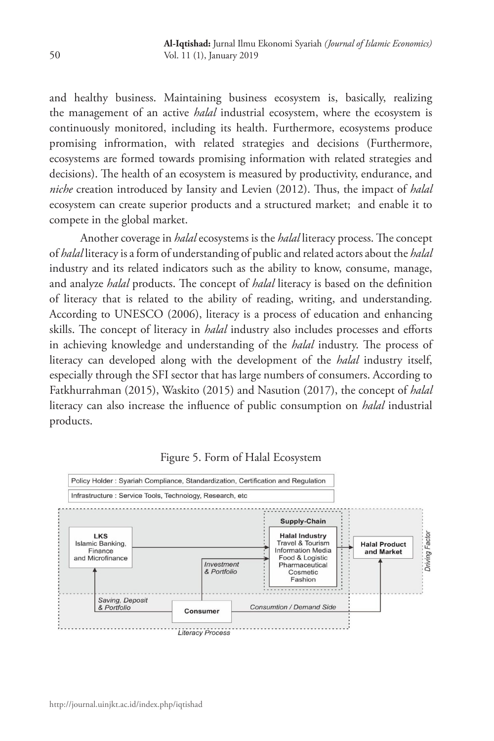and healthy business. Maintaining business ecosystem is, basically, realizing the management of an active *halal* industrial ecosystem, where the ecosystem is continuously monitored, including its health. Furthermore, ecosystems produce promising infrormation, with related strategies and decisions (Furthermore, ecosystems are formed towards promising information with related strategies and decisions). The health of an ecosystem is measured by productivity, endurance, and *niche* creation introduced by Iansity and Levien (2012). Thus, the impact of *halal* ecosystem can create superior products and a structured market; and enable it to compete in the global market.

Another coverage in *halal* ecosystems is the *halal* literacy process. The concept of *halal* literacy is a form of understanding of public and related actors about the *halal* industry and its related indicators such as the ability to know, consume, manage, and analyze *halal* products. The concept of *halal* literacy is based on the definition of literacy that is related to the ability of reading, writing, and understanding. According to UNESCO (2006), literacy is a process of education and enhancing skills. The concept of literacy in *halal* industry also includes processes and efforts in achieving knowledge and understanding of the *halal* industry. The process of literacy can developed along with the development of the *halal* industry itself, especially through the SFI sector that has large numbers of consumers. According to Fatkhurrahman (2015), Waskito (2015) and Nasution (2017), the concept of *halal* literacy can also increase the influence of public consumption on *halal* industrial products.

Figure 5. Form of Halal Ecosystem

Policy Holder : Syariah Compliance, Standardization, Certification and Regulation

Infrastructure : Service Tools, Technology, Research, etc

LKS — Islamic Banking, Finance and Microfinance

Supply-Chain — Halal Industry: Travel & Tourism, Information Media, Food & Logistic, Pharmaceutical, Cosmetic, Fashion

Halal Product and Market

Investment & Portfolio

Saving, Deposit & Portfolio

Consumer

Consumtion / Demand Side

Driving Factor

Literacy Process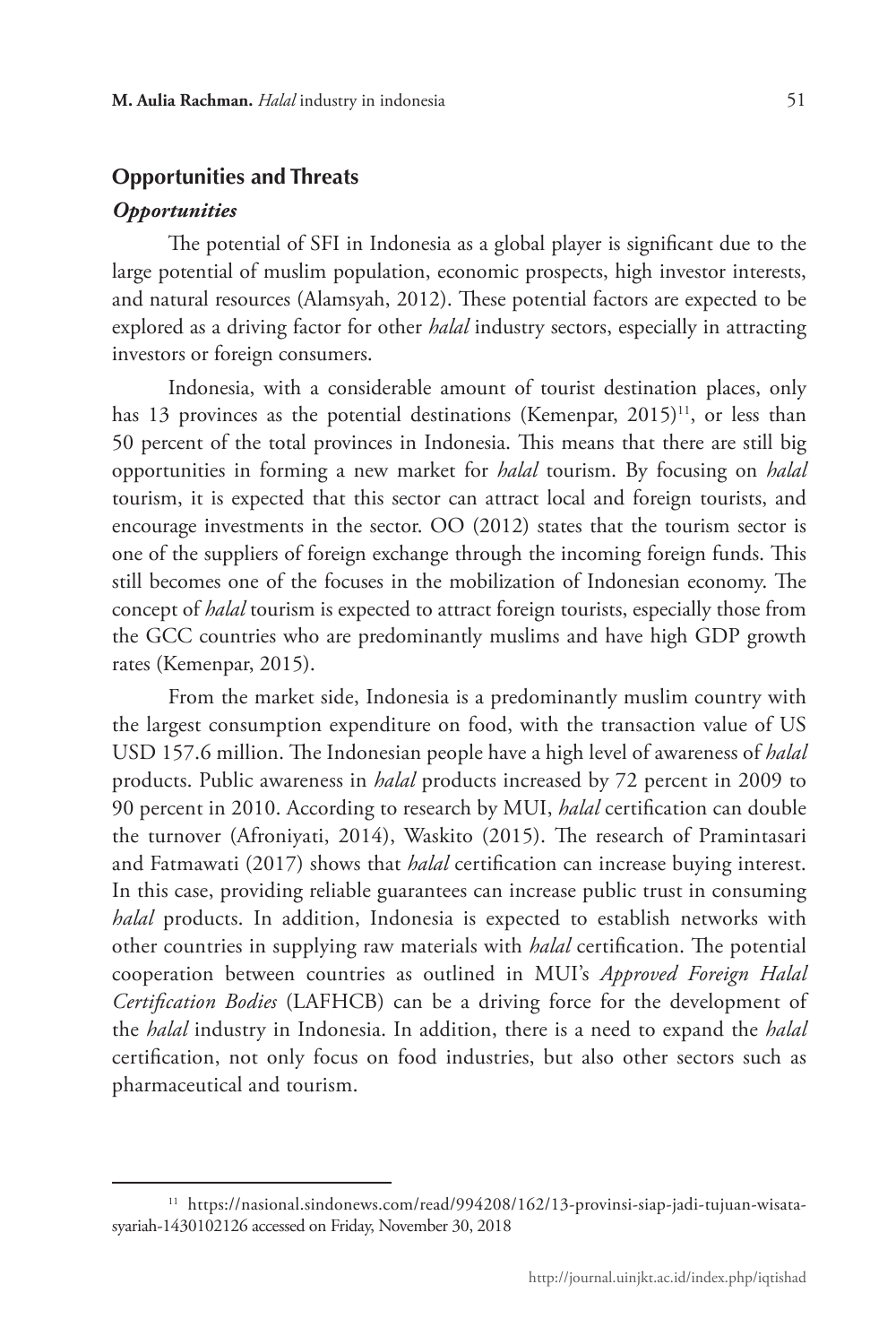## Opportunities and Threats

### *Opportunities*

The potential of SFI in Indonesia as a global player is significant due to the large potential of muslim population, economic prospects, high investor interests, and natural resources (Alamsyah, 2012). These potential factors are expected to be explored as a driving factor for other *halal* industry sectors, especially in attracting investors or foreign consumers.

Indonesia, with a considerable amount of tourist destination places, only has 13 provinces as the potential destinations (Kemenpar, 2015)[11], or less than 50 percent of the total provinces in Indonesia. This means that there are still big opportunities in forming a new market for *halal* tourism. By focusing on *halal* tourism, it is expected that this sector can attract local and foreign tourists, and encourage investments in the sector. OO (2012) states that the tourism sector is one of the suppliers of foreign exchange through the incoming foreign funds. This still becomes one of the focuses in the mobilization of Indonesian economy. The concept of *halal* tourism is expected to attract foreign tourists, especially those from the GCC countries who are predominantly muslims and have high GDP growth rates (Kemenpar, 2015).

From the market side, Indonesia is a predominantly muslim country with the largest consumption expenditure on food, with the transaction value of US USD 157.6 million. The Indonesian people have a high level of awareness of *halal* products. Public awareness in *halal* products increased by 72 percent in 2009 to 90 percent in 2010. According to research by MUI, *halal* certification can double the turnover (Afroniyati, 2014), Waskito (2015). The research of Pramintasari and Fatmawati (2017) shows that *halal* certification can increase buying interest. In this case, providing reliable guarantees can increase public trust in consuming *halal* products. In addition, Indonesia is expected to establish networks with other countries in supplying raw materials with *halal* certification. The potential cooperation between countries as outlined in MUI's *Approved Foreign Halal Certification Bodies* (LAFHCB) can be a driving force for the development of the *halal* industry in Indonesia. In addition, there is a need to expand the *halal* certification, not only focus on food industries, but also other sectors such as pharmaceutical and tourism.

---

[11] https://nasional.sindonews.com/read/994208/162/13-provinsi-siap-jadi-tujuan-wisata-syariah-1430102126 accessed on Friday, November 30, 2018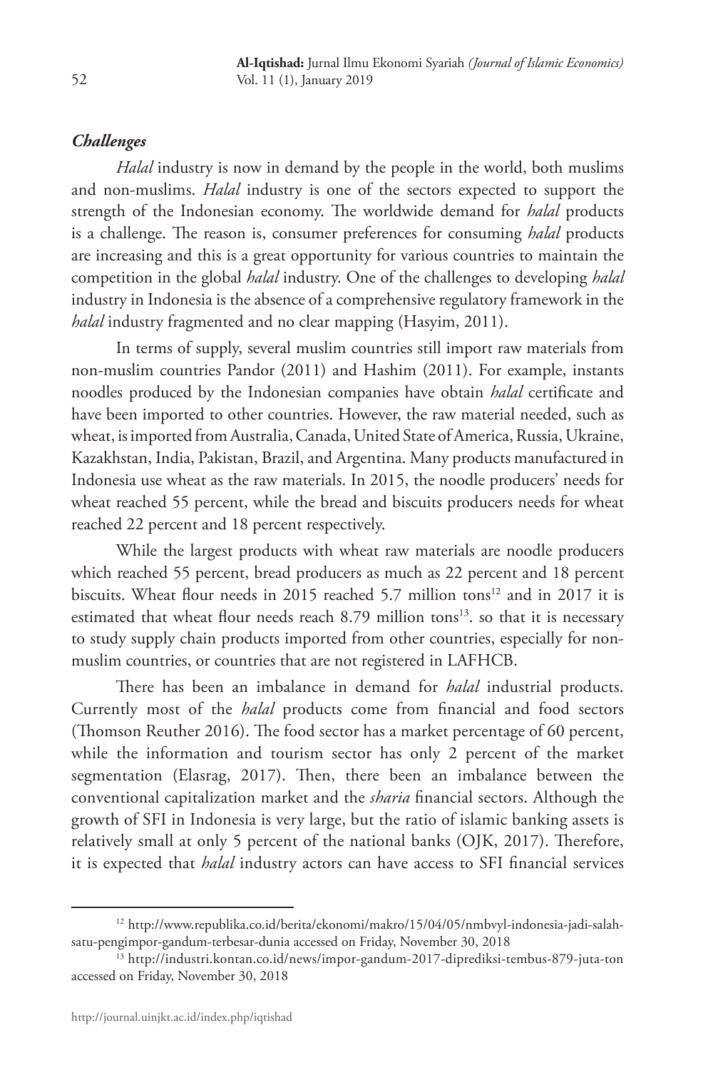### *Challenges*

*Halal* industry is now in demand by the people in the world, both muslims and non-muslims. *Halal* industry is one of the sectors expected to support the strength of the Indonesian economy. The worldwide demand for *halal* products is a challenge. The reason is, consumer preferences for consuming *halal* products are increasing and this is a great opportunity for various countries to maintain the competition in the global *halal* industry. One of the challenges to developing *halal* industry in Indonesia is the absence of a comprehensive regulatory framework in the *halal* industry fragmented and no clear mapping (Hasyim, 2011).

In terms of supply, several muslim countries still import raw materials from non-muslim countries Pandor (2011) and Hashim (2011). For example, instants noodles produced by the Indonesian companies have obtain *halal* certificate and have been imported to other countries. However, the raw material needed, such as wheat, is imported from Australia, Canada, United State of America, Russia, Ukraine, Kazakhstan, India, Pakistan, Brazil, and Argentina. Many products manufactured in Indonesia use wheat as the raw materials. In 2015, the noodle producers' needs for wheat reached 55 percent, while the bread and biscuits producers needs for wheat reached 22 percent and 18 percent respectively.

While the largest products with wheat raw materials are noodle producers which reached 55 percent, bread producers as much as 22 percent and 18 percent biscuits. Wheat flour needs in 2015 reached 5.7 million tons[12] and in 2017 it is estimated that wheat flour needs reach 8.79 million tons[13]. so that it is necessary to study supply chain products imported from other countries, especially for non-muslim countries, or countries that are not registered in LAFHCB.

There has been an imbalance in demand for *halal* industrial products. Currently most of the *halal* products come from financial and food sectors (Thomson Reuther 2016). The food sector has a market percentage of 60 percent, while the information and tourism sector has only 2 percent of the market segmentation (Elasrag, 2017). Then, there been an imbalance between the conventional capitalization market and the *sharia* financial sectors. Although the growth of SFI in Indonesia is very large, but the ratio of islamic banking assets is relatively small at only 5 percent of the national banks (OJK, 2017). Therefore, it is expected that *halal* industry actors can have access to SFI financial services

---

[12] http://www.republika.co.id/berita/ekonomi/makro/15/04/05/nmbvyl-indonesia-jadi-salah-satu-pengimpor-gandum-terbesar-dunia accessed on Friday, November 30, 2018

[13] http://industri.kontan.co.id/news/impor-gandum-2017-diprediksi-tembus-879-juta-ton accessed on Friday, November 30, 2018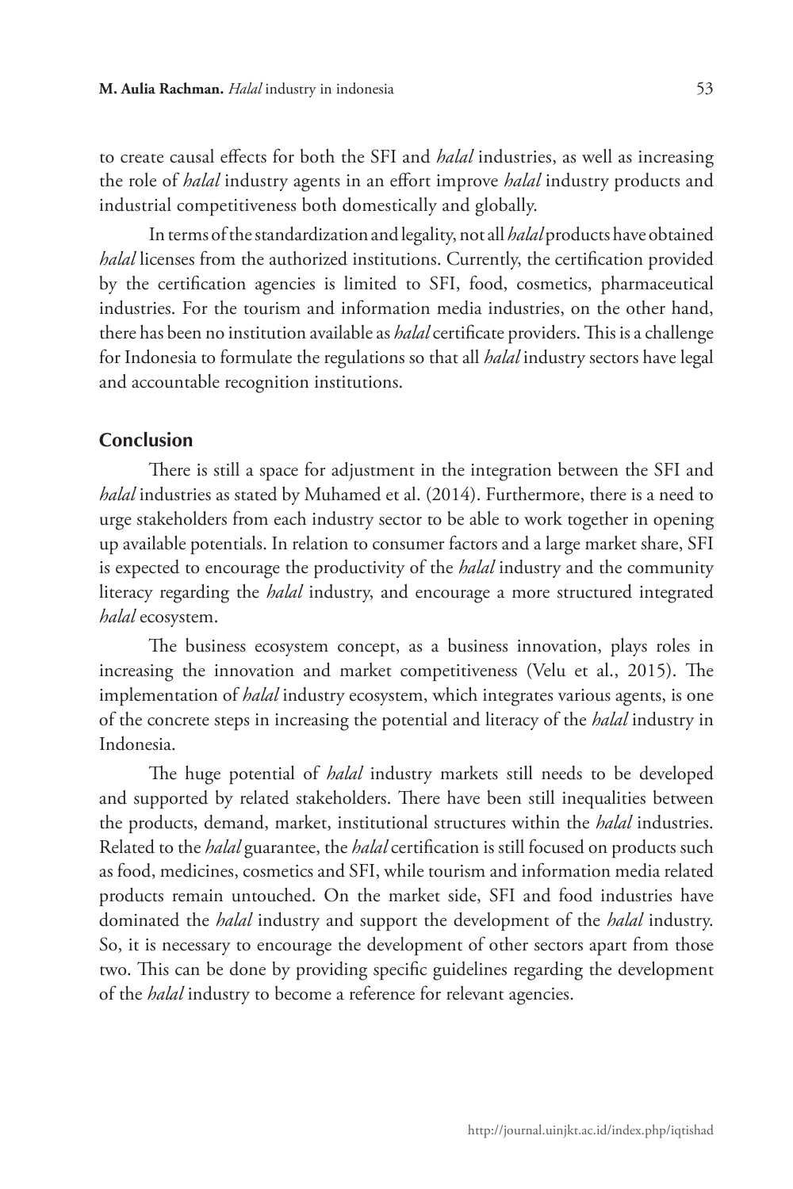to create causal effects for both the SFI and *halal* industries, as well as increasing the role of *halal* industry agents in an effort improve *halal* industry products and industrial competitiveness both domestically and globally.

In terms of the standardization and legality, not all *halal* products have obtained *halal* licenses from the authorized institutions. Currently, the certification provided by the certification agencies is limited to SFI, food, cosmetics, pharmaceutical industries. For the tourism and information media industries, on the other hand, there has been no institution available as *halal* certificate providers. This is a challenge for Indonesia to formulate the regulations so that all *halal* industry sectors have legal and accountable recognition institutions.

## Conclusion

There is still a space for adjustment in the integration between the SFI and *halal* industries as stated by Muhamed et al. (2014). Furthermore, there is a need to urge stakeholders from each industry sector to be able to work together in opening up available potentials. In relation to consumer factors and a large market share, SFI is expected to encourage the productivity of the *halal* industry and the community literacy regarding the *halal* industry, and encourage a more structured integrated *halal* ecosystem.

The business ecosystem concept, as a business innovation, plays roles in increasing the innovation and market competitiveness (Velu et al., 2015). The implementation of *halal* industry ecosystem, which integrates various agents, is one of the concrete steps in increasing the potential and literacy of the *halal* industry in Indonesia.

The huge potential of *halal* industry markets still needs to be developed and supported by related stakeholders. There have been still inequalities between the products, demand, market, institutional structures within the *halal* industries. Related to the *halal* guarantee, the *halal* certification is still focused on products such as food, medicines, cosmetics and SFI, while tourism and information media related products remain untouched. On the market side, SFI and food industries have dominated the *halal* industry and support the development of the *halal* industry. So, it is necessary to encourage the development of other sectors apart from those two. This can be done by providing specific guidelines regarding the development of the *halal* industry to become a reference for relevant agencies.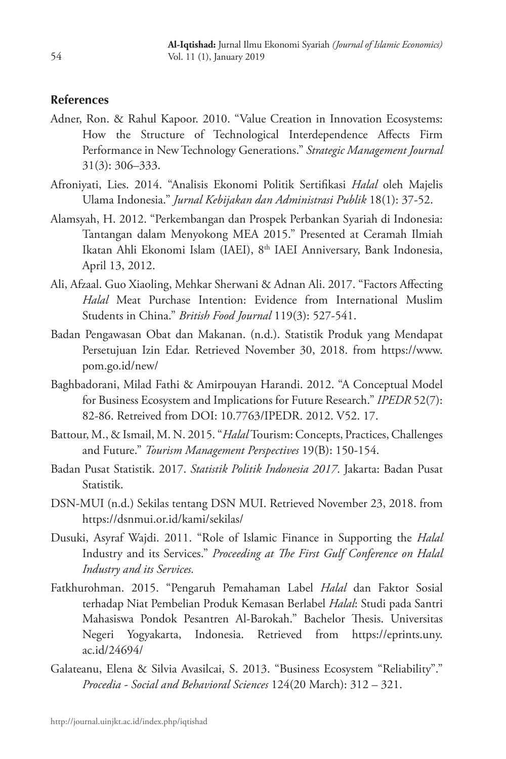## References

Adner, Ron. & Rahul Kapoor. 2010. "Value Creation in Innovation Ecosystems: How the Structure of Technological Interdependence Affects Firm Performance in New Technology Generations." *Strategic Management Journal* 31(3): 306–333.

Afroniyati, Lies. 2014. "Analisis Ekonomi Politik Sertifikasi *Halal* oleh Majelis Ulama Indonesia." *Jurnal Kebijakan dan Administrasi Publik* 18(1): 37-52.

Alamsyah, H. 2012. "Perkembangan dan Prospek Perbankan Syariah di Indonesia: Tantangan dalam Menyokong MEA 2015." Presented at Ceramah Ilmiah Ikatan Ahli Ekonomi Islam (IAEI), 8th IAEI Anniversary, Bank Indonesia, April 13, 2012.

Ali, Afzaal. Guo Xiaoling, Mehkar Sherwani & Adnan Ali. 2017. "Factors Affecting *Halal* Meat Purchase Intention: Evidence from International Muslim Students in China." *British Food Journal* 119(3): 527-541.

Badan Pengawasan Obat dan Makanan. (n.d.). Statistik Produk yang Mendapat Persetujuan Izin Edar. Retrieved November 30, 2018. from https://www.pom.go.id/new/

Baghbadorani, Milad Fathi & Amirpouyan Harandi. 2012. "A Conceptual Model for Business Ecosystem and Implications for Future Research." *IPEDR* 52(7): 82-86. Retreived from DOI: 10.7763/IPEDR. 2012. V52. 17.

Battour, M., & Ismail, M. N. 2015. "*Halal* Tourism: Concepts, Practices, Challenges and Future." *Tourism Management Perspectives* 19(B): 150-154.

Badan Pusat Statistik. 2017. *Statistik Politik Indonesia 2017*. Jakarta: Badan Pusat Statistik.

DSN-MUI (n.d.) Sekilas tentang DSN MUI. Retrieved November 23, 2018. from https://dsnmui.or.id/kami/sekilas/

Dusuki, Asyraf Wajdi. 2011. "Role of Islamic Finance in Supporting the *Halal* Industry and its Services." *Proceeding at The First Gulf Conference on Halal Industry and its Services.*

Fatkhurohman. 2015. "Pengaruh Pemahaman Label *Halal* dan Faktor Sosial terhadap Niat Pembelian Produk Kemasan Berlabel *Halal*: Studi pada Santri Mahasiswa Pondok Pesantren Al-Barokah." Bachelor Thesis. Universitas Negeri Yogyakarta, Indonesia. Retrieved from https://eprints.uny.ac.id/24694/

Galateanu, Elena & Silvia Avasilcai, S. 2013. "Business Ecosystem "Reliability"." *Procedia - Social and Behavioral Sciences* 124(20 March): 312 – 321.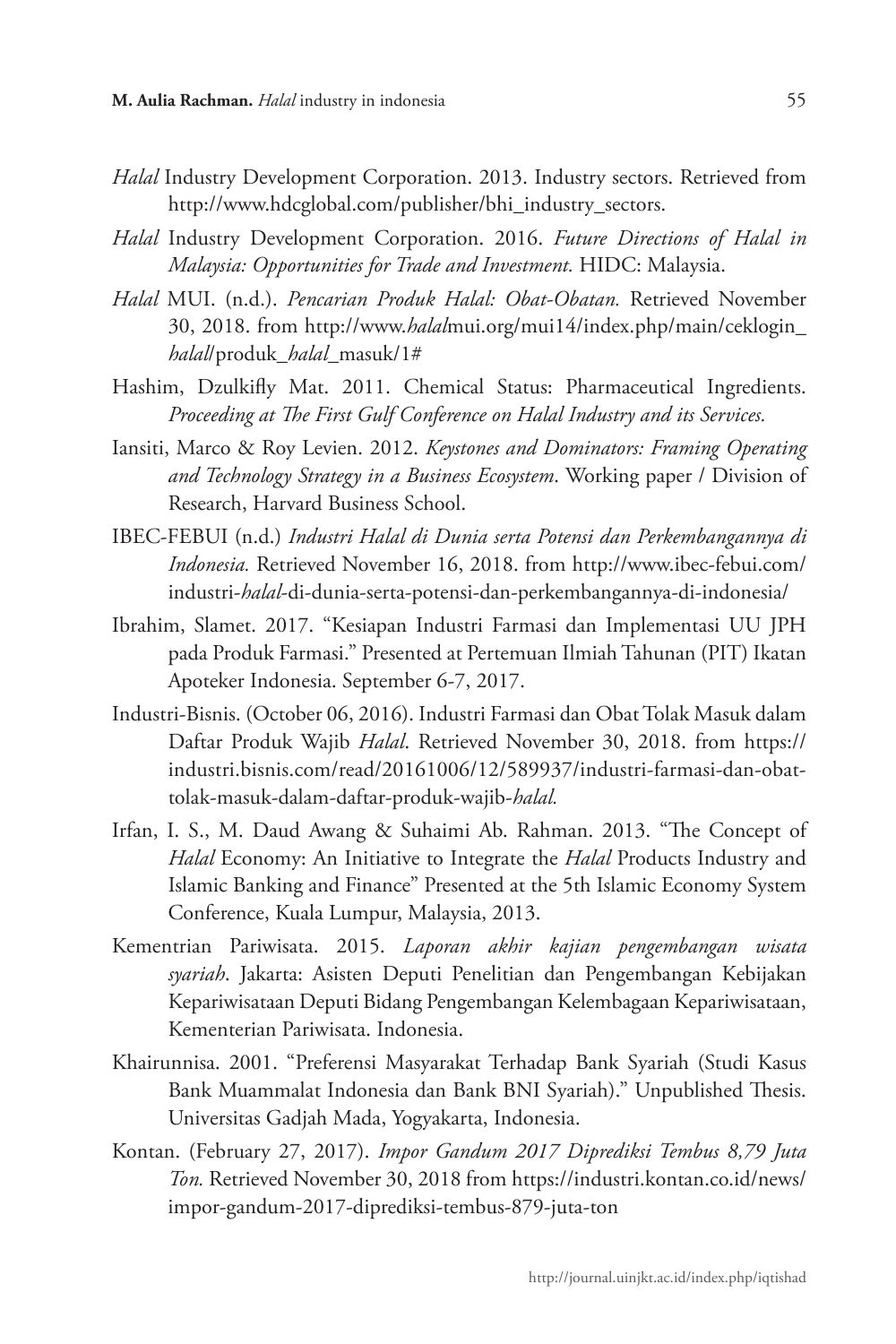*Halal* Industry Development Corporation. 2013. Industry sectors. Retrieved from http://www.hdcglobal.com/publisher/bhi_industry_sectors.

*Halal* Industry Development Corporation. 2016. *Future Directions of Halal in Malaysia: Opportunities for Trade and Investment.* HIDC: Malaysia.

*Halal* MUI. (n.d.). *Pencarian Produk Halal: Obat-Obatan.* Retrieved November 30, 2018. from http://www.*halal*mui.org/mui14/index.php/main/ceklogin_*halal*/produk_*halal*_masuk/1#

Hashim, Dzulkifly Mat. 2011. Chemical Status: Pharmaceutical Ingredients. *Proceeding at The First Gulf Conference on Halal Industry and its Services.*

Iansiti, Marco & Roy Levien. 2012. *Keystones and Dominators: Framing Operating and Technology Strategy in a Business Ecosystem*. Working paper / Division of Research, Harvard Business School.

IBEC-FEBUI (n.d.) *Industri Halal di Dunia serta Potensi dan Perkembangannya di Indonesia.* Retrieved November 16, 2018. from http://www.ibec-febui.com/industri-*halal*-di-dunia-serta-potensi-dan-perkembangannya-di-indonesia/

Ibrahim, Slamet. 2017. "Kesiapan Industri Farmasi dan Implementasi UU JPH pada Produk Farmasi." Presented at Pertemuan Ilmiah Tahunan (PIT) Ikatan Apoteker Indonesia. September 6-7, 2017.

Industri-Bisnis. (October 06, 2016). Industri Farmasi dan Obat Tolak Masuk dalam Daftar Produk Wajib *Halal*. Retrieved November 30, 2018. from https://industri.bisnis.com/read/20161006/12/589937/industri-farmasi-dan-obat-tolak-masuk-dalam-daftar-produk-wajib-*halal*.

Irfan, I. S., M. Daud Awang & Suhaimi Ab. Rahman. 2013. "The Concept of *Halal* Economy: An Initiative to Integrate the *Halal* Products Industry and Islamic Banking and Finance" Presented at the 5th Islamic Economy System Conference, Kuala Lumpur, Malaysia, 2013.

Kementrian Pariwisata. 2015. *Laporan akhir kajian pengembangan wisata syariah*. Jakarta: Asisten Deputi Penelitian dan Pengembangan Kebijakan Kepariwisataan Deputi Bidang Pengembangan Kelembagaan Kepariwisataan, Kementerian Pariwisata. Indonesia.

Khairunnisa. 2001. "Preferensi Masyarakat Terhadap Bank Syariah (Studi Kasus Bank Muammalat Indonesia dan Bank BNI Syariah)." Unpublished Thesis. Universitas Gadjah Mada, Yogyakarta, Indonesia.

Kontan. (February 27, 2017). *Impor Gandum 2017 Diprediksi Tembus 8,79 Juta Ton.* Retrieved November 30, 2018 from https://industri.kontan.co.id/news/impor-gandum-2017-diprediksi-tembus-879-juta-ton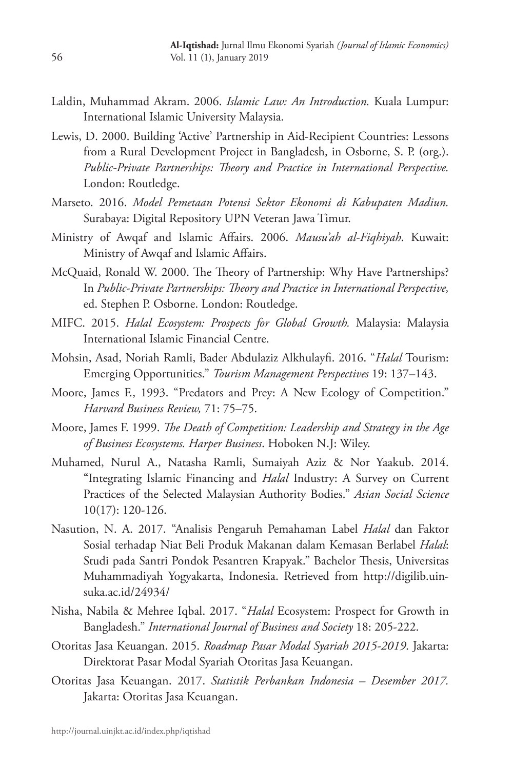Laldin, Muhammad Akram. 2006. *Islamic Law: An Introduction.* Kuala Lumpur: International Islamic University Malaysia.

Lewis, D. 2000. Building 'Active' Partnership in Aid-Recipient Countries: Lessons from a Rural Development Project in Bangladesh, in Osborne, S. P. (org.). *Public-Private Partnerships: Theory and Practice in International Perspective.* London: Routledge.

Marseto. 2016. *Model Pemetaan Potensi Sektor Ekonomi di Kabupaten Madiun.* Surabaya: Digital Repository UPN Veteran Jawa Timur.

Ministry of Awqaf and Islamic Affairs. 2006. *Mausu'ah al-Fiqhiyah*. Kuwait: Ministry of Awqaf and Islamic Affairs.

McQuaid, Ronald W. 2000. The Theory of Partnership: Why Have Partnerships? In *Public-Private Partnerships: Theory and Practice in International Perspective,* ed. Stephen P. Osborne. London: Routledge.

MIFC. 2015. *Halal Ecosystem: Prospects for Global Growth.* Malaysia: Malaysia International Islamic Financial Centre.

Mohsin, Asad, Noriah Ramli, Bader Abdulaziz Alkhulayfi. 2016. "*Halal* Tourism: Emerging Opportunities." *Tourism Management Perspectives* 19: 137–143.

Moore, James F., 1993. "Predators and Prey: A New Ecology of Competition." *Harvard Business Review,* 71: 75–75.

Moore, James F. 1999. *The Death of Competition: Leadership and Strategy in the Age of Business Ecosystems. Harper Business*. Hoboken N.J: Wiley.

Muhamed, Nurul A., Natasha Ramli, Sumaiyah Aziz & Nor Yaakub. 2014. "Integrating Islamic Financing and *Halal* Industry: A Survey on Current Practices of the Selected Malaysian Authority Bodies." *Asian Social Science* 10(17): 120-126.

Nasution, N. A. 2017. "Analisis Pengaruh Pemahaman Label *Halal* dan Faktor Sosial terhadap Niat Beli Produk Makanan dalam Kemasan Berlabel *Halal*: Studi pada Santri Pondok Pesantren Krapyak." Bachelor Thesis, Universitas Muhammadiyah Yogyakarta, Indonesia. Retrieved from http://digilib.uin-suka.ac.id/24934/

Nisha, Nabila & Mehree Iqbal. 2017. "*Halal* Ecosystem: Prospect for Growth in Bangladesh." *International Journal of Business and Society* 18: 205-222.

Otoritas Jasa Keuangan. 2015. *Roadmap Pasar Modal Syariah 2015-2019*. Jakarta: Direktorat Pasar Modal Syariah Otoritas Jasa Keuangan.

Otoritas Jasa Keuangan. 2017. *Statistik Perbankan Indonesia – Desember 2017.* Jakarta: Otoritas Jasa Keuangan.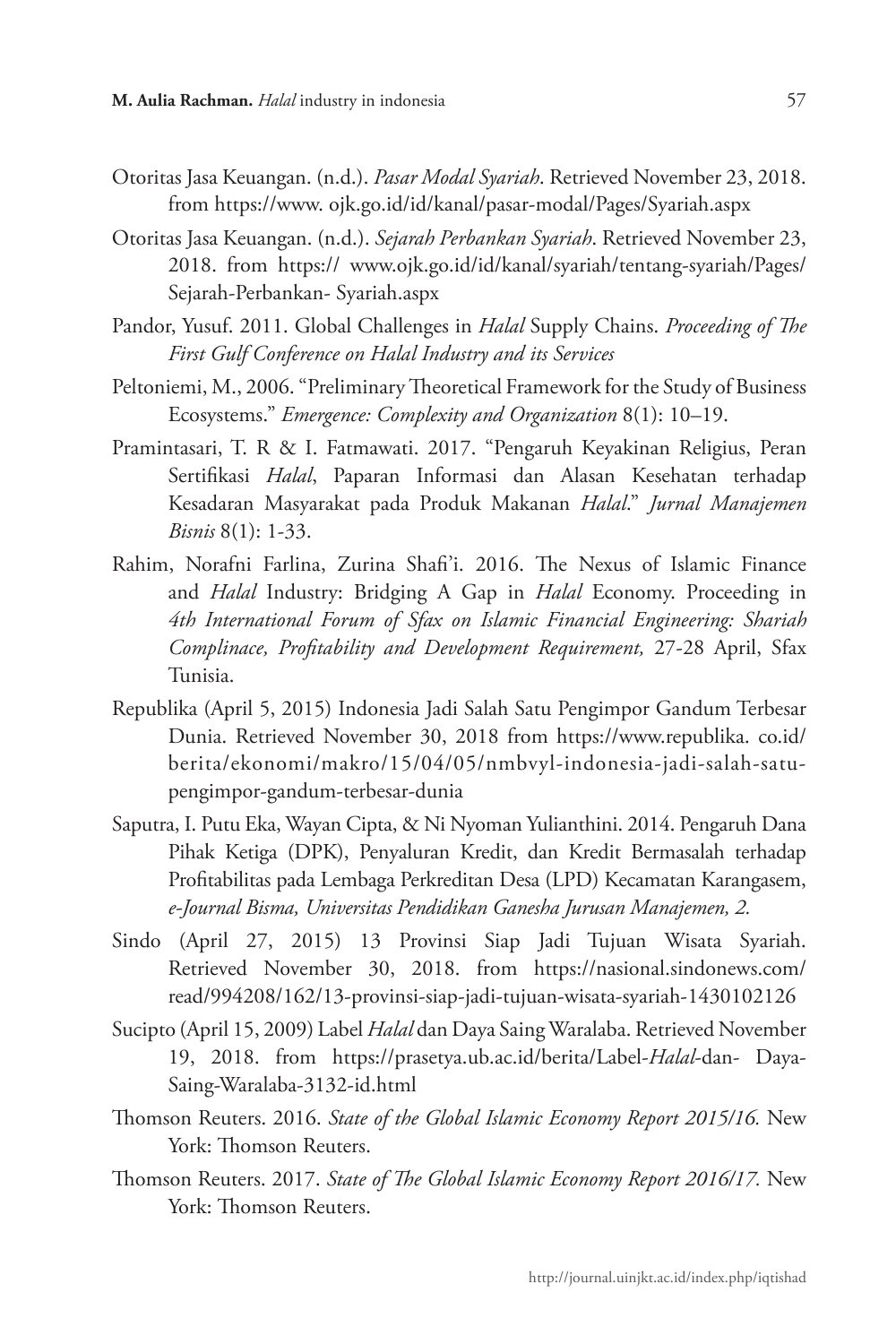Otoritas Jasa Keuangan. (n.d.). *Pasar Modal Syariah*. Retrieved November 23, 2018. from https://www. ojk.go.id/id/kanal/pasar-modal/Pages/Syariah.aspx

Otoritas Jasa Keuangan. (n.d.). *Sejarah Perbankan Syariah*. Retrieved November 23, 2018. from https:// www.ojk.go.id/id/kanal/syariah/tentang-syariah/Pages/ Sejarah-Perbankan- Syariah.aspx

Pandor, Yusuf. 2011. Global Challenges in *Halal* Supply Chains. *Proceeding of The First Gulf Conference on Halal Industry and its Services*

Peltoniemi, M., 2006. "Preliminary Theoretical Framework for the Study of Business Ecosystems." *Emergence: Complexity and Organization* 8(1): 10–19.

Pramintasari, T. R & I. Fatmawati. 2017. "Pengaruh Keyakinan Religius, Peran Sertifikasi *Halal*, Paparan Informasi dan Alasan Kesehatan terhadap Kesadaran Masyarakat pada Produk Makanan *Halal*." *Jurnal Manajemen Bisnis* 8(1): 1-33.

Rahim, Norafni Farlina, Zurina Shafi'i. 2016. The Nexus of Islamic Finance and *Halal* Industry: Bridging A Gap in *Halal* Economy. Proceeding in *4th International Forum of Sfax on Islamic Financial Engineering: Shariah Complinace, Profitability and Development Requirement,* 27-28 April, Sfax Tunisia.

Republika (April 5, 2015) Indonesia Jadi Salah Satu Pengimpor Gandum Terbesar Dunia. Retrieved November 30, 2018 from https://www.republika. co.id/ berita/ekonomi/makro/15/04/05/nmbvyl-indonesia-jadi-salah-satu-pengimpor-gandum-terbesar-dunia

Saputra, I. Putu Eka, Wayan Cipta, & Ni Nyoman Yulianthini. 2014. Pengaruh Dana Pihak Ketiga (DPK), Penyaluran Kredit, dan Kredit Bermasalah terhadap Profitabilitas pada Lembaga Perkreditan Desa (LPD) Kecamatan Karangasem, *e-Journal Bisma, Universitas Pendidikan Ganesha Jurusan Manajemen, 2.*

Sindo (April 27, 2015) 13 Provinsi Siap Jadi Tujuan Wisata Syariah. Retrieved November 30, 2018. from https://nasional.sindonews.com/ read/994208/162/13-provinsi-siap-jadi-tujuan-wisata-syariah-1430102126

Sucipto (April 15, 2009) Label *Halal* dan Daya Saing Waralaba. Retrieved November 19, 2018. from https://prasetya.ub.ac.id/berita/Label-*Halal*-dan- Daya-Saing-Waralaba-3132-id.html

Thomson Reuters. 2016. *State of the Global Islamic Economy Report 2015/16.* New York: Thomson Reuters.

Thomson Reuters. 2017. *State of The Global Islamic Economy Report 2016/17.* New York: Thomson Reuters.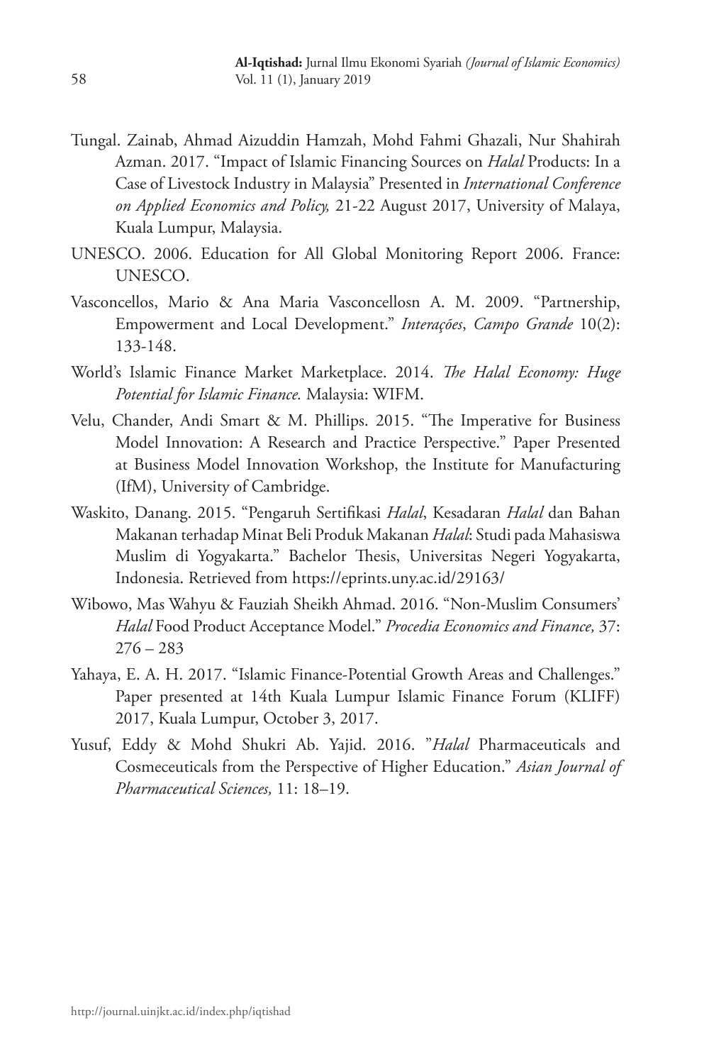Tungal. Zainab, Ahmad Aizuddin Hamzah, Mohd Fahmi Ghazali, Nur Shahirah Azman. 2017. "Impact of Islamic Financing Sources on *Halal* Products: In a Case of Livestock Industry in Malaysia" Presented in *International Conference on Applied Economics and Policy,* 21-22 August 2017, University of Malaya, Kuala Lumpur, Malaysia.

UNESCO. 2006. Education for All Global Monitoring Report 2006. France: UNESCO.

Vasconcellos, Mario & Ana Maria Vasconcellosn A. M. 2009. "Partnership, Empowerment and Local Development." *Interações*, *Campo Grande* 10(2): 133-148.

World's Islamic Finance Market Marketplace. 2014. *The Halal Economy: Huge Potential for Islamic Finance.* Malaysia: WIFM.

Velu, Chander, Andi Smart & M. Phillips. 2015. "The Imperative for Business Model Innovation: A Research and Practice Perspective." Paper Presented at Business Model Innovation Workshop, the Institute for Manufacturing (IfM), University of Cambridge.

Waskito, Danang. 2015. "Pengaruh Sertifikasi *Halal*, Kesadaran *Halal* dan Bahan Makanan terhadap Minat Beli Produk Makanan *Halal*: Studi pada Mahasiswa Muslim di Yogyakarta." Bachelor Thesis, Universitas Negeri Yogyakarta, Indonesia. Retrieved from https://eprints.uny.ac.id/29163/

Wibowo, Mas Wahyu & Fauziah Sheikh Ahmad. 2016. "Non-Muslim Consumers' *Halal* Food Product Acceptance Model." *Procedia Economics and Finance,* 37: 276 – 283

Yahaya, E. A. H. 2017. "Islamic Finance-Potential Growth Areas and Challenges." Paper presented at 14th Kuala Lumpur Islamic Finance Forum (KLIFF) 2017, Kuala Lumpur, October 3, 2017.

Yusuf, Eddy & Mohd Shukri Ab. Yajid. 2016. "*Halal* Pharmaceuticals and Cosmeceuticals from the Perspective of Higher Education." *Asian Journal of Pharmaceutical Sciences,* 11: 18–19.